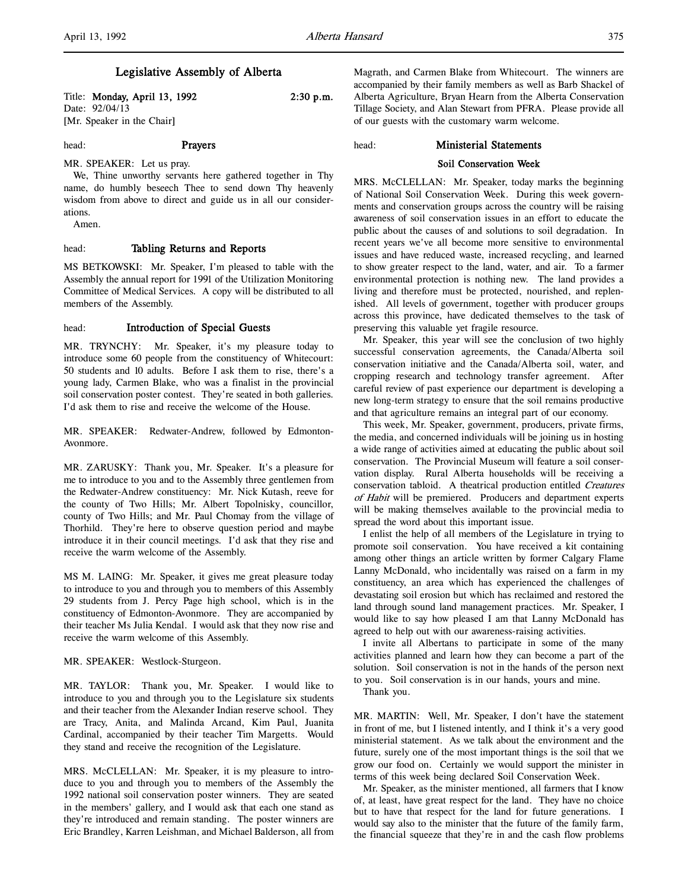# Legislative Assembly of Alberta

Title: **Monday, April 13, 1992** **2:30 p.m.**
Date: 92/04/13
[Mr. Speaker in the Chair]

head: **Prayers**

MR. SPEAKER: Let us pray.

We, Thine unworthy servants here gathered together in Thy name, do humbly beseech Thee to send down Thy heavenly wisdom from above to direct and guide us in all our considerations.

Amen.

head: **Tabling Returns and Reports**

MS BETKOWSKI: Mr. Speaker, I'm pleased to table with the Assembly the annual report for 1991 of the Utilization Monitoring Committee of Medical Services. A copy will be distributed to all members of the Assembly.

head: **Introduction of Special Guests**

MR. TRYNCHY: Mr. Speaker, it's my pleasure today to introduce some 60 people from the constituency of Whitecourt: 50 students and 10 adults. Before I ask them to rise, there's a young lady, Carmen Blake, who was a finalist in the provincial soil conservation poster contest. They're seated in both galleries. I'd ask them to rise and receive the welcome of the House.

MR. SPEAKER: Redwater-Andrew, followed by Edmonton-Avonmore.

MR. ZARUSKY: Thank you, Mr. Speaker. It's a pleasure for me to introduce to you and to the Assembly three gentlemen from the Redwater-Andrew constituency: Mr. Nick Kutash, reeve for the county of Two Hills; Mr. Albert Topolnisky, councillor, county of Two Hills; and Mr. Paul Chomay from the village of Thorhild. They're here to observe question period and maybe introduce it in their council meetings. I'd ask that they rise and receive the warm welcome of the Assembly.

MS M. LAING: Mr. Speaker, it gives me great pleasure today to introduce to you and through you to members of this Assembly 29 students from J. Percy Page high school, which is in the constituency of Edmonton-Avonmore. They are accompanied by their teacher Ms Julia Kendal. I would ask that they now rise and receive the warm welcome of this Assembly.

MR. SPEAKER: Westlock-Sturgeon.

MR. TAYLOR: Thank you, Mr. Speaker. I would like to introduce to you and through you to the Legislature six students and their teacher from the Alexander Indian reserve school. They are Tracy, Anita, and Malinda Arcand, Kim Paul, Juanita Cardinal, accompanied by their teacher Tim Margetts. Would they stand and receive the recognition of the Legislature.

MRS. McCLELLAN: Mr. Speaker, it is my pleasure to introduce to you and through you to members of the Assembly the 1992 national soil conservation poster winners. They are seated in the members' gallery, and I would ask that each one stand as they're introduced and remain standing. The poster winners are Eric Brandley, Karren Leishman, and Michael Balderson, all from Magrath, and Carmen Blake from Whitecourt. The winners are accompanied by their family members as well as Barb Shackel of Alberta Agriculture, Bryan Hearn from the Alberta Conservation Tillage Society, and Alan Stewart from PFRA. Please provide all of our guests with the customary warm welcome.

head: **Ministerial Statements**

## Soil Conservation Week

MRS. McCLELLAN: Mr. Speaker, today marks the beginning of National Soil Conservation Week. During this week governments and conservation groups across the country will be raising awareness of soil conservation issues in an effort to educate the public about the causes of and solutions to soil degradation. In recent years we've all become more sensitive to environmental issues and have reduced waste, increased recycling, and learned to show greater respect to the land, water, and air. To a farmer environmental protection is nothing new. The land provides a living and therefore must be protected, nourished, and replenished. All levels of government, together with producer groups across this province, have dedicated themselves to the task of preserving this valuable yet fragile resource.

Mr. Speaker, this year will see the conclusion of two highly successful conservation agreements, the Canada/Alberta soil conservation initiative and the Canada/Alberta soil, water, and cropping research and technology transfer agreement. After careful review of past experience our department is developing a new long-term strategy to ensure that the soil remains productive and that agriculture remains an integral part of our economy.

This week, Mr. Speaker, government, producers, private firms, the media, and concerned individuals will be joining us in hosting a wide range of activities aimed at educating the public about soil conservation. The Provincial Museum will feature a soil conservation display. Rural Alberta households will be receiving a conservation tabloid. A theatrical production entitled *Creatures of Habit* will be premiered. Producers and department experts will be making themselves available to the provincial media to spread the word about this important issue.

I enlist the help of all members of the Legislature in trying to promote soil conservation. You have received a kit containing among other things an article written by former Calgary Flame Lanny McDonald, who incidentally was raised on a farm in my constituency, an area which has experienced the challenges of devastating soil erosion but which has reclaimed and restored the land through sound land management practices. Mr. Speaker, I would like to say how pleased I am that Lanny McDonald has agreed to help out with our awareness-raising activities.

I invite all Albertans to participate in some of the many activities planned and learn how they can become a part of the solution. Soil conservation is not in the hands of the person next to you. Soil conservation is in our hands, yours and mine.

Thank you.

MR. MARTIN: Well, Mr. Speaker, I don't have the statement in front of me, but I listened intently, and I think it's a very good ministerial statement. As we talk about the environment and the future, surely one of the most important things is the soil that we grow our food on. Certainly we would support the minister in terms of this week being declared Soil Conservation Week.

Mr. Speaker, as the minister mentioned, all farmers that I know of, at least, have great respect for the land. They have no choice but to have that respect for the land for future generations. I would say also to the minister that the future of the family farm, the financial squeeze that they're in and the cash flow problems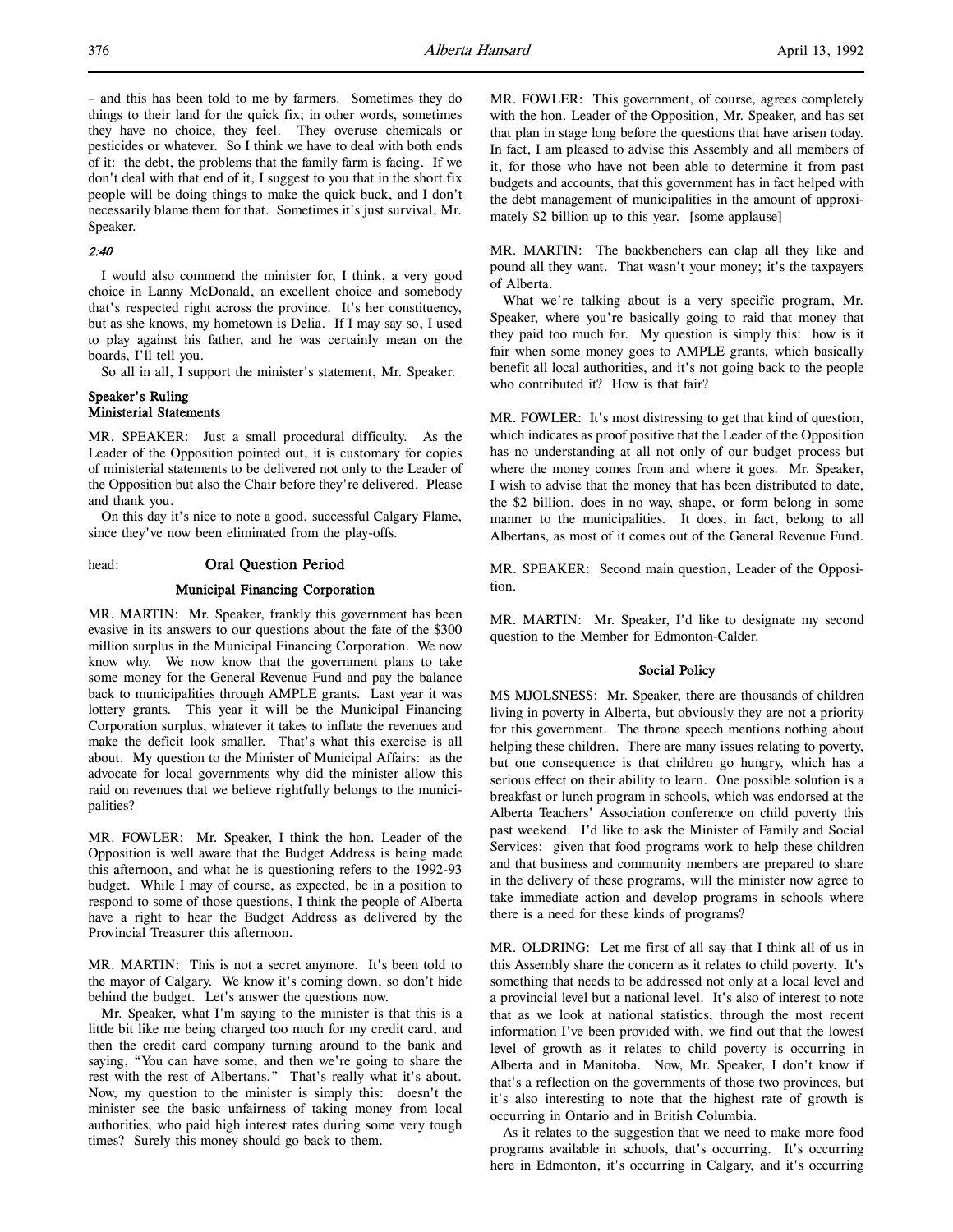– and this has been told to me by farmers. Sometimes they do things to their land for the quick fix; in other words, sometimes they have no choice, they feel. They overuse chemicals or pesticides or whatever. So I think we have to deal with both ends of it: the debt, the problems that the family farm is facing. If we don't deal with that end of it, I suggest to you that in the short fix people will be doing things to make the quick buck, and I don't necessarily blame them for that. Sometimes it's just survival, Mr. Speaker.

*2:40*

I would also commend the minister for, I think, a very good choice in Lanny McDonald, an excellent choice and somebody that's respected right across the province. It's her constituency, but as she knows, my hometown is Delia. If I may say so, I used to play against his father, and he was certainly mean on the boards, I'll tell you.

So all in all, I support the minister's statement, Mr. Speaker.

### Speaker's Ruling
### Ministerial Statements

MR. SPEAKER: Just a small procedural difficulty. As the Leader of the Opposition pointed out, it is customary for copies of ministerial statements to be delivered not only to the Leader of the Opposition but also the Chair before they're delivered. Please and thank you.

On this day it's nice to note a good, successful Calgary Flame, since they've now been eliminated from the play-offs.

head: **Oral Question Period**

### Municipal Financing Corporation

MR. MARTIN: Mr. Speaker, frankly this government has been evasive in its answers to our questions about the fate of the $300 million surplus in the Municipal Financing Corporation. We now know why. We now know that the government plans to take some money for the General Revenue Fund and pay the balance back to municipalities through AMPLE grants. Last year it was lottery grants. This year it will be the Municipal Financing Corporation surplus, whatever it takes to inflate the revenues and make the deficit look smaller. That's what this exercise is all about. My question to the Minister of Municipal Affairs: as the advocate for local governments why did the minister allow this raid on revenues that we believe rightfully belongs to the municipalities?

MR. FOWLER: Mr. Speaker, I think the hon. Leader of the Opposition is well aware that the Budget Address is being made this afternoon, and what he is questioning refers to the 1992-93 budget. While I may of course, as expected, be in a position to respond to some of those questions, I think the people of Alberta have a right to hear the Budget Address as delivered by the Provincial Treasurer this afternoon.

MR. MARTIN: This is not a secret anymore. It's been told to the mayor of Calgary. We know it's coming down, so don't hide behind the budget. Let's answer the questions now.

Mr. Speaker, what I'm saying to the minister is that this is a little bit like me being charged too much for my credit card, and then the credit card company turning around to the bank and saying, "You can have some, and then we're going to share the rest with the rest of Albertans." That's really what it's about. Now, my question to the minister is simply this: doesn't the minister see the basic unfairness of taking money from local authorities, who paid high interest rates during some very tough times? Surely this money should go back to them.

MR. FOWLER: This government, of course, agrees completely with the hon. Leader of the Opposition, Mr. Speaker, and has set that plan in stage long before the questions that have arisen today. In fact, I am pleased to advise this Assembly and all members of it, for those who have not been able to determine it from past budgets and accounts, that this government has in fact helped with the debt management of municipalities in the amount of approximately $2 billion up to this year. [some applause]

MR. MARTIN: The backbenchers can clap all they like and pound all they want. That wasn't your money; it's the taxpayers of Alberta.

What we're talking about is a very specific program, Mr. Speaker, where you're basically going to raid that money that they paid too much for. My question is simply this: how is it fair when some money goes to AMPLE grants, which basically benefit all local authorities, and it's not going back to the people who contributed it? How is that fair?

MR. FOWLER: It's most distressing to get that kind of question, which indicates as proof positive that the Leader of the Opposition has no understanding at all not only of our budget process but where the money comes from and where it goes. Mr. Speaker, I wish to advise that the money that has been distributed to date, the $2 billion, does in no way, shape, or form belong in some manner to the municipalities. It does, in fact, belong to all Albertans, as most of it comes out of the General Revenue Fund.

MR. SPEAKER: Second main question, Leader of the Opposition.

MR. MARTIN: Mr. Speaker, I'd like to designate my second question to the Member for Edmonton-Calder.

### Social Policy

MS MJOLSNESS: Mr. Speaker, there are thousands of children living in poverty in Alberta, but obviously they are not a priority for this government. The throne speech mentions nothing about helping these children. There are many issues relating to poverty, but one consequence is that children go hungry, which has a serious effect on their ability to learn. One possible solution is a breakfast or lunch program in schools, which was endorsed at the Alberta Teachers' Association conference on child poverty this past weekend. I'd like to ask the Minister of Family and Social Services: given that food programs work to help these children and that business and community members are prepared to share in the delivery of these programs, will the minister now agree to take immediate action and develop programs in schools where there is a need for these kinds of programs?

MR. OLDRING: Let me first of all say that I think all of us in this Assembly share the concern as it relates to child poverty. It's something that needs to be addressed not only at a local level and a provincial level but a national level. It's also of interest to note that as we look at national statistics, through the most recent information I've been provided with, we find out that the lowest level of growth as it relates to child poverty is occurring in Alberta and in Manitoba. Now, Mr. Speaker, I don't know if that's a reflection on the governments of those two provinces, but it's also interesting to note that the highest rate of growth is occurring in Ontario and in British Columbia.

As it relates to the suggestion that we need to make more food programs available in schools, that's occurring. It's occurring here in Edmonton, it's occurring in Calgary, and it's occurring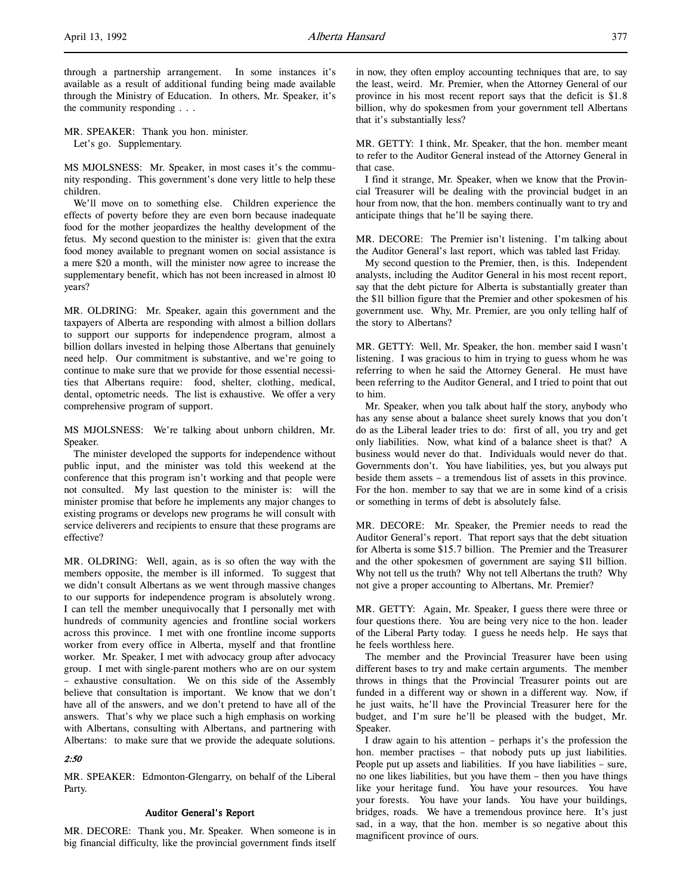through a partnership arrangement. In some instances it's available as a result of additional funding being made available through the Ministry of Education. In others, Mr. Speaker, it's the community responding . . .

MR. SPEAKER: Thank you hon. minister.
Let's go. Supplementary.

MS MJOLSNESS: Mr. Speaker, in most cases it's the community responding. This government's done very little to help these children.

We'll move on to something else. Children experience the effects of poverty before they are even born because inadequate food for the mother jeopardizes the healthy development of the fetus. My second question to the minister is: given that the extra food money available to pregnant women on social assistance is a mere $20 a month, will the minister now agree to increase the supplementary benefit, which has not been increased in almost 10 years?

MR. OLDRING: Mr. Speaker, again this government and the taxpayers of Alberta are responding with almost a billion dollars to support our supports for independence program, almost a billion dollars invested in helping those Albertans that genuinely need help. Our commitment is substantive, and we're going to continue to make sure that we provide for those essential necessities that Albertans require: food, shelter, clothing, medical, dental, optometric needs. The list is exhaustive. We offer a very comprehensive program of support.

MS MJOLSNESS: We're talking about unborn children, Mr. Speaker.

The minister developed the supports for independence without public input, and the minister was told this weekend at the conference that this program isn't working and that people were not consulted. My last question to the minister is: will the minister promise that before he implements any major changes to existing programs or develops new programs he will consult with service deliverers and recipients to ensure that these programs are effective?

MR. OLDRING: Well, again, as is so often the way with the members opposite, the member is ill informed. To suggest that we didn't consult Albertans as we went through massive changes to our supports for independence program is absolutely wrong. I can tell the member unequivocally that I personally met with hundreds of community agencies and frontline social workers across this province. I met with one frontline income supports worker from every office in Alberta, myself and that frontline worker. Mr. Speaker, I met with advocacy group after advocacy group. I met with single-parent mothers who are on our system – exhaustive consultation. We on this side of the Assembly believe that consultation is important. We know that we don't have all of the answers, and we don't pretend to have all of the answers. That's why we place such a high emphasis on working with Albertans, consulting with Albertans, and partnering with Albertans: to make sure that we provide the adequate solutions.

*2:50*

MR. SPEAKER: Edmonton-Glengarry, on behalf of the Liberal Party.

### Auditor General's Report

MR. DECORE: Thank you, Mr. Speaker. When someone is in big financial difficulty, like the provincial government finds itself in now, they often employ accounting techniques that are, to say the least, weird. Mr. Premier, when the Attorney General of our province in his most recent report says that the deficit is $1.8 billion, why do spokesmen from your government tell Albertans that it's substantially less?

MR. GETTY: I think, Mr. Speaker, that the hon. member meant to refer to the Auditor General instead of the Attorney General in that case.

I find it strange, Mr. Speaker, when we know that the Provincial Treasurer will be dealing with the provincial budget in an hour from now, that the hon. members continually want to try and anticipate things that he'll be saying there.

MR. DECORE: The Premier isn't listening. I'm talking about the Auditor General's last report, which was tabled last Friday.

My second question to the Premier, then, is this. Independent analysts, including the Auditor General in his most recent report, say that the debt picture for Alberta is substantially greater than the $11 billion figure that the Premier and other spokesmen of his government use. Why, Mr. Premier, are you only telling half of the story to Albertans?

MR. GETTY: Well, Mr. Speaker, the hon. member said I wasn't listening. I was gracious to him in trying to guess whom he was referring to when he said the Attorney General. He must have been referring to the Auditor General, and I tried to point that out to him.

Mr. Speaker, when you talk about half the story, anybody who has any sense about a balance sheet surely knows that you don't do as the Liberal leader tries to do: first of all, you try and get only liabilities. Now, what kind of a balance sheet is that? A business would never do that. Individuals would never do that. Governments don't. You have liabilities, yes, but you always put beside them assets – a tremendous list of assets in this province. For the hon. member to say that we are in some kind of a crisis or something in terms of debt is absolutely false.

MR. DECORE: Mr. Speaker, the Premier needs to read the Auditor General's report. That report says that the debt situation for Alberta is some $15.7 billion. The Premier and the Treasurer and the other spokesmen of government are saying $11 billion. Why not tell us the truth? Why not tell Albertans the truth? Why not give a proper accounting to Albertans, Mr. Premier?

MR. GETTY: Again, Mr. Speaker, I guess there were three or four questions there. You are being very nice to the hon. leader of the Liberal Party today. I guess he needs help. He says that he feels worthless here.

The member and the Provincial Treasurer have been using different bases to try and make certain arguments. The member throws in things that the Provincial Treasurer points out are funded in a different way or shown in a different way. Now, if he just waits, he'll have the Provincial Treasurer here for the budget, and I'm sure he'll be pleased with the budget, Mr. Speaker.

I draw again to his attention – perhaps it's the profession the hon. member practises – that nobody puts up just liabilities. People put up assets and liabilities. If you have liabilities – sure, no one likes liabilities, but you have them – then you have things like your heritage fund. You have your resources. You have your forests. You have your lands. You have your buildings, bridges, roads. We have a tremendous province here. It's just sad, in a way, that the hon. member is so negative about this magnificent province of ours.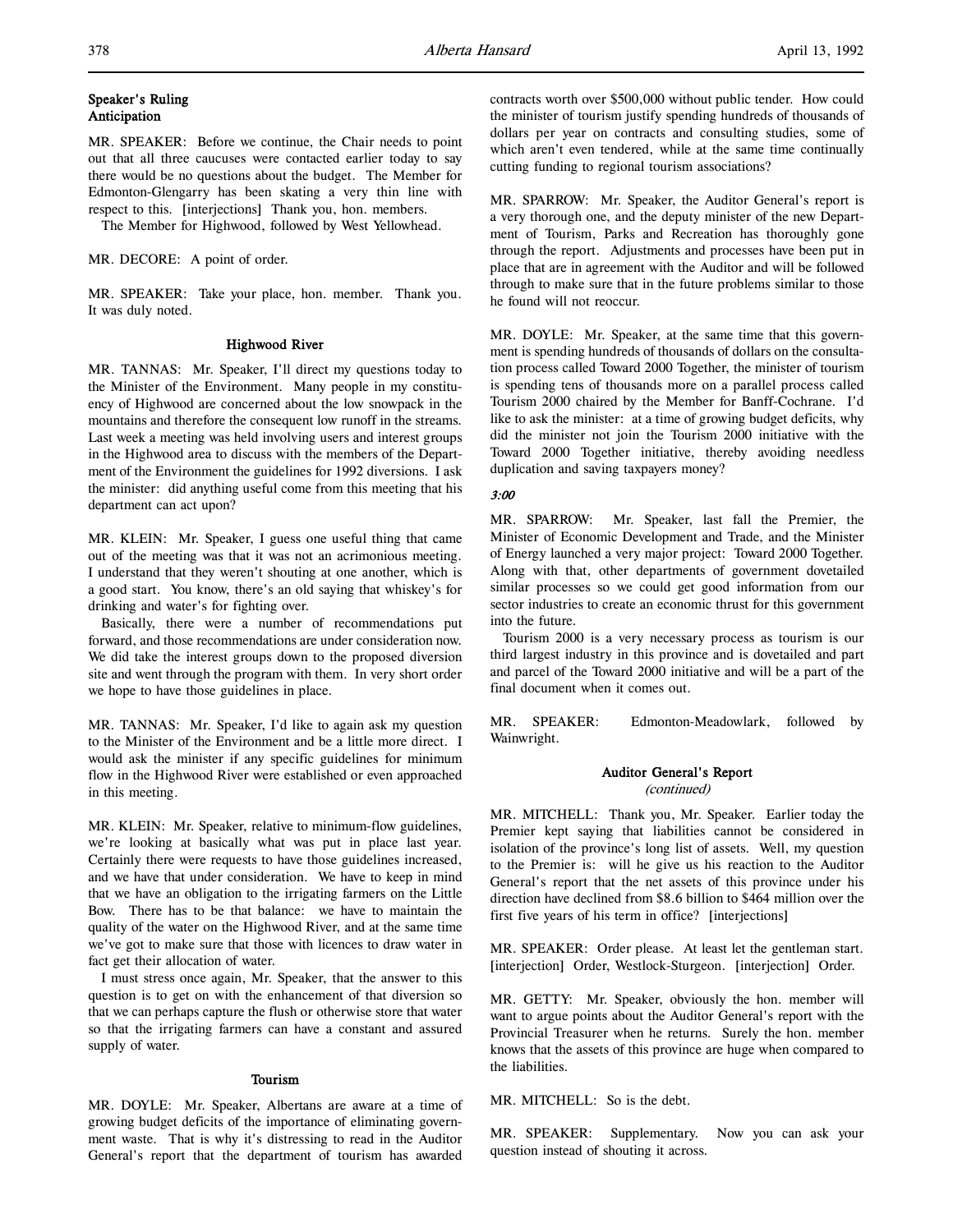### Speaker's Ruling
### Anticipation

MR. SPEAKER: Before we continue, the Chair needs to point out that all three caucuses were contacted earlier today to say there would be no questions about the budget. The Member for Edmonton-Glengarry has been skating a very thin line with respect to this. [interjections] Thank you, hon. members.

The Member for Highwood, followed by West Yellowhead.

MR. DECORE: A point of order.

MR. SPEAKER: Take your place, hon. member. Thank you. It was duly noted.

### Highwood River

MR. TANNAS: Mr. Speaker, I'll direct my questions today to the Minister of the Environment. Many people in my constituency of Highwood are concerned about the low snowpack in the mountains and therefore the consequent low runoff in the streams. Last week a meeting was held involving users and interest groups in the Highwood area to discuss with the members of the Department of the Environment the guidelines for 1992 diversions. I ask the minister: did anything useful come from this meeting that his department can act upon?

MR. KLEIN: Mr. Speaker, I guess one useful thing that came out of the meeting was that it was not an acrimonious meeting. I understand that they weren't shouting at one another, which is a good start. You know, there's an old saying that whiskey's for drinking and water's for fighting over.

Basically, there were a number of recommendations put forward, and those recommendations are under consideration now. We did take the interest groups down to the proposed diversion site and went through the program with them. In very short order we hope to have those guidelines in place.

MR. TANNAS: Mr. Speaker, I'd like to again ask my question to the Minister of the Environment and be a little more direct. I would ask the minister if any specific guidelines for minimum flow in the Highwood River were established or even approached in this meeting.

MR. KLEIN: Mr. Speaker, relative to minimum-flow guidelines, we're looking at basically what was put in place last year. Certainly there were requests to have those guidelines increased, and we have that under consideration. We have to keep in mind that we have an obligation to the irrigating farmers on the Little Bow. There has to be that balance: we have to maintain the quality of the water on the Highwood River, and at the same time we've got to make sure that those with licences to draw water in fact get their allocation of water.

I must stress once again, Mr. Speaker, that the answer to this question is to get on with the enhancement of that diversion so that we can perhaps capture the flush or otherwise store that water so that the irrigating farmers can have a constant and assured supply of water.

### Tourism

MR. DOYLE: Mr. Speaker, Albertans are aware at a time of growing budget deficits of the importance of eliminating government waste. That is why it's distressing to read in the Auditor General's report that the department of tourism has awarded contracts worth over $500,000 without public tender. How could the minister of tourism justify spending hundreds of thousands of dollars per year on contracts and consulting studies, some of which aren't even tendered, while at the same time continually cutting funding to regional tourism associations?

MR. SPARROW: Mr. Speaker, the Auditor General's report is a very thorough one, and the deputy minister of the new Department of Tourism, Parks and Recreation has thoroughly gone through the report. Adjustments and processes have been put in place that are in agreement with the Auditor and will be followed through to make sure that in the future problems similar to those he found will not reoccur.

MR. DOYLE: Mr. Speaker, at the same time that this government is spending hundreds of thousands of dollars on the consultation process called Toward 2000 Together, the minister of tourism is spending tens of thousands more on a parallel process called Tourism 2000 chaired by the Member for Banff-Cochrane. I'd like to ask the minister: at a time of growing budget deficits, why did the minister not join the Tourism 2000 initiative with the Toward 2000 Together initiative, thereby avoiding needless duplication and saving taxpayers money?

*3:00*

MR. SPARROW: Mr. Speaker, last fall the Premier, the Minister of Economic Development and Trade, and the Minister of Energy launched a very major project: Toward 2000 Together. Along with that, other departments of government dovetailed similar processes so we could get good information from our sector industries to create an economic thrust for this government into the future.

Tourism 2000 is a very necessary process as tourism is our third largest industry in this province and is dovetailed and part and parcel of the Toward 2000 initiative and will be a part of the final document when it comes out.

MR. SPEAKER: Edmonton-Meadowlark, followed by Wainwright.

### Auditor General's Report
*(continued)*

MR. MITCHELL: Thank you, Mr. Speaker. Earlier today the Premier kept saying that liabilities cannot be considered in isolation of the province's long list of assets. Well, my question to the Premier is: will he give us his reaction to the Auditor General's report that the net assets of this province under his direction have declined from $8.6 billion to $464 million over the first five years of his term in office? [interjections]

MR. SPEAKER: Order please. At least let the gentleman start. [interjection] Order, Westlock-Sturgeon. [interjection] Order.

MR. GETTY: Mr. Speaker, obviously the hon. member will want to argue points about the Auditor General's report with the Provincial Treasurer when he returns. Surely the hon. member knows that the assets of this province are huge when compared to the liabilities.

MR. MITCHELL: So is the debt.

MR. SPEAKER: Supplementary. Now you can ask your question instead of shouting it across.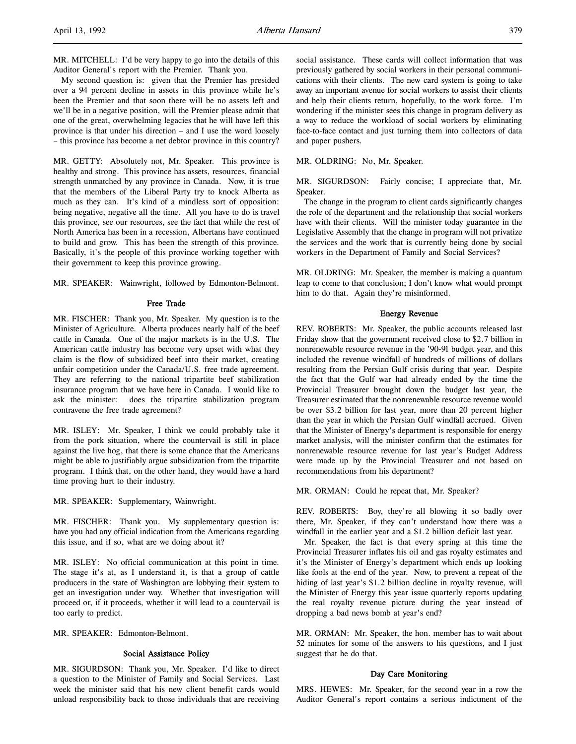MR. MITCHELL: I'd be very happy to go into the details of this Auditor General's report with the Premier. Thank you.

My second question is: given that the Premier has presided over a 94 percent decline in assets in this province while he's been the Premier and that soon there will be no assets left and we'll be in a negative position, will the Premier please admit that one of the great, overwhelming legacies that he will have left this province is that under his direction – and I use the word loosely – this province has become a net debtor province in this country?

MR. GETTY: Absolutely not, Mr. Speaker. This province is healthy and strong. This province has assets, resources, financial strength unmatched by any province in Canada. Now, it is true that the members of the Liberal Party try to knock Alberta as much as they can. It's kind of a mindless sort of opposition: being negative, negative all the time. All you have to do is travel this province, see our resources, see the fact that while the rest of North America has been in a recession, Albertans have continued to build and grow. This has been the strength of this province. Basically, it's the people of this province working together with their government to keep this province growing.

MR. SPEAKER: Wainwright, followed by Edmonton-Belmont.

## Free Trade

MR. FISCHER: Thank you, Mr. Speaker. My question is to the Minister of Agriculture. Alberta produces nearly half of the beef cattle in Canada. One of the major markets is in the U.S. The American cattle industry has become very upset with what they claim is the flow of subsidized beef into their market, creating unfair competition under the Canada/U.S. free trade agreement. They are referring to the national tripartite beef stabilization insurance program that we have here in Canada. I would like to ask the minister: does the tripartite stabilization program contravene the free trade agreement?

MR. ISLEY: Mr. Speaker, I think we could probably take it from the pork situation, where the countervail is still in place against the live hog, that there is some chance that the Americans might be able to justifiably argue subsidization from the tripartite program. I think that, on the other hand, they would have a hard time proving hurt to their industry.

MR. SPEAKER: Supplementary, Wainwright.

MR. FISCHER: Thank you. My supplementary question is: have you had any official indication from the Americans regarding this issue, and if so, what are we doing about it?

MR. ISLEY: No official communication at this point in time. The stage it's at, as I understand it, is that a group of cattle producers in the state of Washington are lobbying their system to get an investigation under way. Whether that investigation will proceed or, if it proceeds, whether it will lead to a countervail is too early to predict.

MR. SPEAKER: Edmonton-Belmont.

## Social Assistance Policy

MR. SIGURDSON: Thank you, Mr. Speaker. I'd like to direct a question to the Minister of Family and Social Services. Last week the minister said that his new client benefit cards would unload responsibility back to those individuals that are receiving social assistance. These cards will collect information that was previously gathered by social workers in their personal communications with their clients. The new card system is going to take away an important avenue for social workers to assist their clients and help their clients return, hopefully, to the work force. I'm wondering if the minister sees this change in program delivery as a way to reduce the workload of social workers by eliminating face-to-face contact and just turning them into collectors of data and paper pushers.

MR. OLDRING: No, Mr. Speaker.

MR. SIGURDSON: Fairly concise; I appreciate that, Mr. Speaker.

The change in the program to client cards significantly changes the role of the department and the relationship that social workers have with their clients. Will the minister today guarantee in the Legislative Assembly that the change in program will not privatize the services and the work that is currently being done by social workers in the Department of Family and Social Services?

MR. OLDRING: Mr. Speaker, the member is making a quantum leap to come to that conclusion; I don't know what would prompt him to do that. Again they're misinformed.

## Energy Revenue

REV. ROBERTS: Mr. Speaker, the public accounts released last Friday show that the government received close to $2.7 billion in nonrenewable resource revenue in the '90-91 budget year, and this included the revenue windfall of hundreds of millions of dollars resulting from the Persian Gulf crisis during that year. Despite the fact that the Gulf war had already ended by the time the Provincial Treasurer brought down the budget last year, the Treasurer estimated that the nonrenewable resource revenue would be over $3.2 billion for last year, more than 20 percent higher than the year in which the Persian Gulf windfall accrued. Given that the Minister of Energy's department is responsible for energy market analysis, will the minister confirm that the estimates for nonrenewable resource revenue for last year's Budget Address were made up by the Provincial Treasurer and not based on recommendations from his department?

MR. ORMAN: Could he repeat that, Mr. Speaker?

REV. ROBERTS: Boy, they're all blowing it so badly over there, Mr. Speaker, if they can't understand how there was a windfall in the earlier year and a $1.2 billion deficit last year.

Mr. Speaker, the fact is that every spring at this time the Provincial Treasurer inflates his oil and gas royalty estimates and it's the Minister of Energy's department which ends up looking like fools at the end of the year. Now, to prevent a repeat of the hiding of last year's $1.2 billion decline in royalty revenue, will the Minister of Energy this year issue quarterly reports updating the real royalty revenue picture during the year instead of dropping a bad news bomb at year's end?

MR. ORMAN: Mr. Speaker, the hon. member has to wait about 52 minutes for some of the answers to his questions, and I just suggest that he do that.

## Day Care Monitoring

MRS. HEWES: Mr. Speaker, for the second year in a row the Auditor General's report contains a serious indictment of the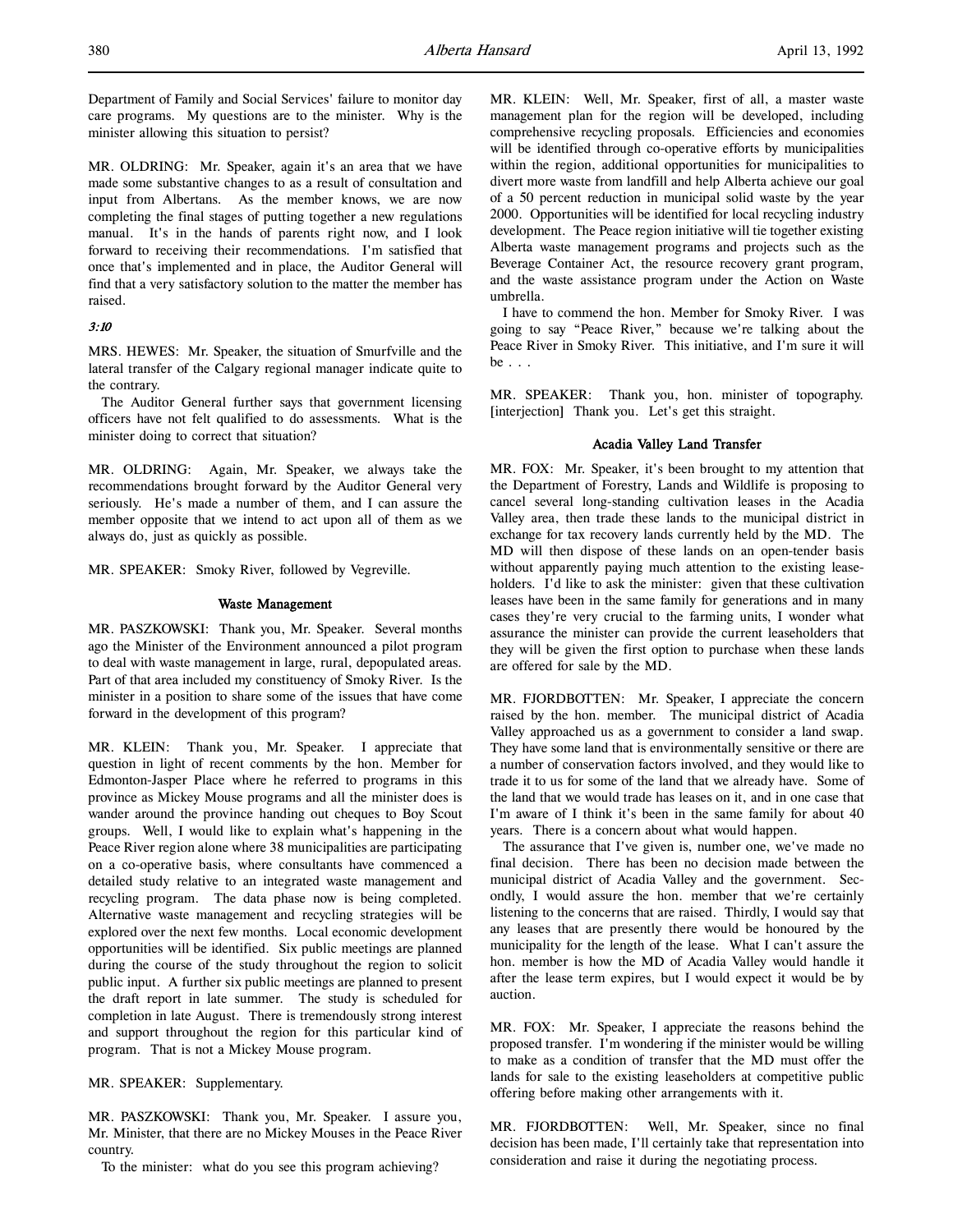Department of Family and Social Services' failure to monitor day care programs. My questions are to the minister. Why is the minister allowing this situation to persist?

MR. OLDRING: Mr. Speaker, again it's an area that we have made some substantive changes to as a result of consultation and input from Albertans. As the member knows, we are now completing the final stages of putting together a new regulations manual. It's in the hands of parents right now, and I look forward to receiving their recommendations. I'm satisfied that once that's implemented and in place, the Auditor General will find that a very satisfactory solution to the matter the member has raised.

*3:10*

MRS. HEWES: Mr. Speaker, the situation of Smurfville and the lateral transfer of the Calgary regional manager indicate quite to the contrary.

The Auditor General further says that government licensing officers have not felt qualified to do assessments. What is the minister doing to correct that situation?

MR. OLDRING: Again, Mr. Speaker, we always take the recommendations brought forward by the Auditor General very seriously. He's made a number of them, and I can assure the member opposite that we intend to act upon all of them as we always do, just as quickly as possible.

MR. SPEAKER: Smoky River, followed by Vegreville.

### Waste Management

MR. PASZKOWSKI: Thank you, Mr. Speaker. Several months ago the Minister of the Environment announced a pilot program to deal with waste management in large, rural, depopulated areas. Part of that area included my constituency of Smoky River. Is the minister in a position to share some of the issues that have come forward in the development of this program?

MR. KLEIN: Thank you, Mr. Speaker. I appreciate that question in light of recent comments by the hon. Member for Edmonton-Jasper Place where he referred to programs in this province as Mickey Mouse programs and all the minister does is wander around the province handing out cheques to Boy Scout groups. Well, I would like to explain what's happening in the Peace River region alone where 38 municipalities are participating on a co-operative basis, where consultants have commenced a detailed study relative to an integrated waste management and recycling program. The data phase now is being completed. Alternative waste management and recycling strategies will be explored over the next few months. Local economic development opportunities will be identified. Six public meetings are planned during the course of the study throughout the region to solicit public input. A further six public meetings are planned to present the draft report in late summer. The study is scheduled for completion in late August. There is tremendously strong interest and support throughout the region for this particular kind of program. That is not a Mickey Mouse program.

MR. SPEAKER: Supplementary.

MR. PASZKOWSKI: Thank you, Mr. Speaker. I assure you, Mr. Minister, that there are no Mickey Mouses in the Peace River country.

To the minister: what do you see this program achieving?

MR. KLEIN: Well, Mr. Speaker, first of all, a master waste management plan for the region will be developed, including comprehensive recycling proposals. Efficiencies and economies will be identified through co-operative efforts by municipalities within the region, additional opportunities for municipalities to divert more waste from landfill and help Alberta achieve our goal of a 50 percent reduction in municipal solid waste by the year 2000. Opportunities will be identified for local recycling industry development. The Peace region initiative will tie together existing Alberta waste management programs and projects such as the Beverage Container Act, the resource recovery grant program, and the waste assistance program under the Action on Waste umbrella.

I have to commend the hon. Member for Smoky River. I was going to say "Peace River," because we're talking about the Peace River in Smoky River. This initiative, and I'm sure it will be . . .

MR. SPEAKER: Thank you, hon. minister of topography. [interjection] Thank you. Let's get this straight.

### Acadia Valley Land Transfer

MR. FOX: Mr. Speaker, it's been brought to my attention that the Department of Forestry, Lands and Wildlife is proposing to cancel several long-standing cultivation leases in the Acadia Valley area, then trade these lands to the municipal district in exchange for tax recovery lands currently held by the MD. The MD will then dispose of these lands on an open-tender basis without apparently paying much attention to the existing leaseholders. I'd like to ask the minister: given that these cultivation leases have been in the same family for generations and in many cases they're very crucial to the farming units, I wonder what assurance the minister can provide the current leaseholders that they will be given the first option to purchase when these lands are offered for sale by the MD.

MR. FJORDBOTTEN: Mr. Speaker, I appreciate the concern raised by the hon. member. The municipal district of Acadia Valley approached us as a government to consider a land swap. They have some land that is environmentally sensitive or there are a number of conservation factors involved, and they would like to trade it to us for some of the land that we already have. Some of the land that we would trade has leases on it, and in one case that I'm aware of I think it's been in the same family for about 40 years. There is a concern about what would happen.

The assurance that I've given is, number one, we've made no final decision. There has been no decision made between the municipal district of Acadia Valley and the government. Secondly, I would assure the hon. member that we're certainly listening to the concerns that are raised. Thirdly, I would say that any leases that are presently there would be honoured by the municipality for the length of the lease. What I can't assure the hon. member is how the MD of Acadia Valley would handle it after the lease term expires, but I would expect it would be by auction.

MR. FOX: Mr. Speaker, I appreciate the reasons behind the proposed transfer. I'm wondering if the minister would be willing to make as a condition of transfer that the MD must offer the lands for sale to the existing leaseholders at competitive public offering before making other arrangements with it.

MR. FJORDBOTTEN: Well, Mr. Speaker, since no final decision has been made, I'll certainly take that representation into consideration and raise it during the negotiating process.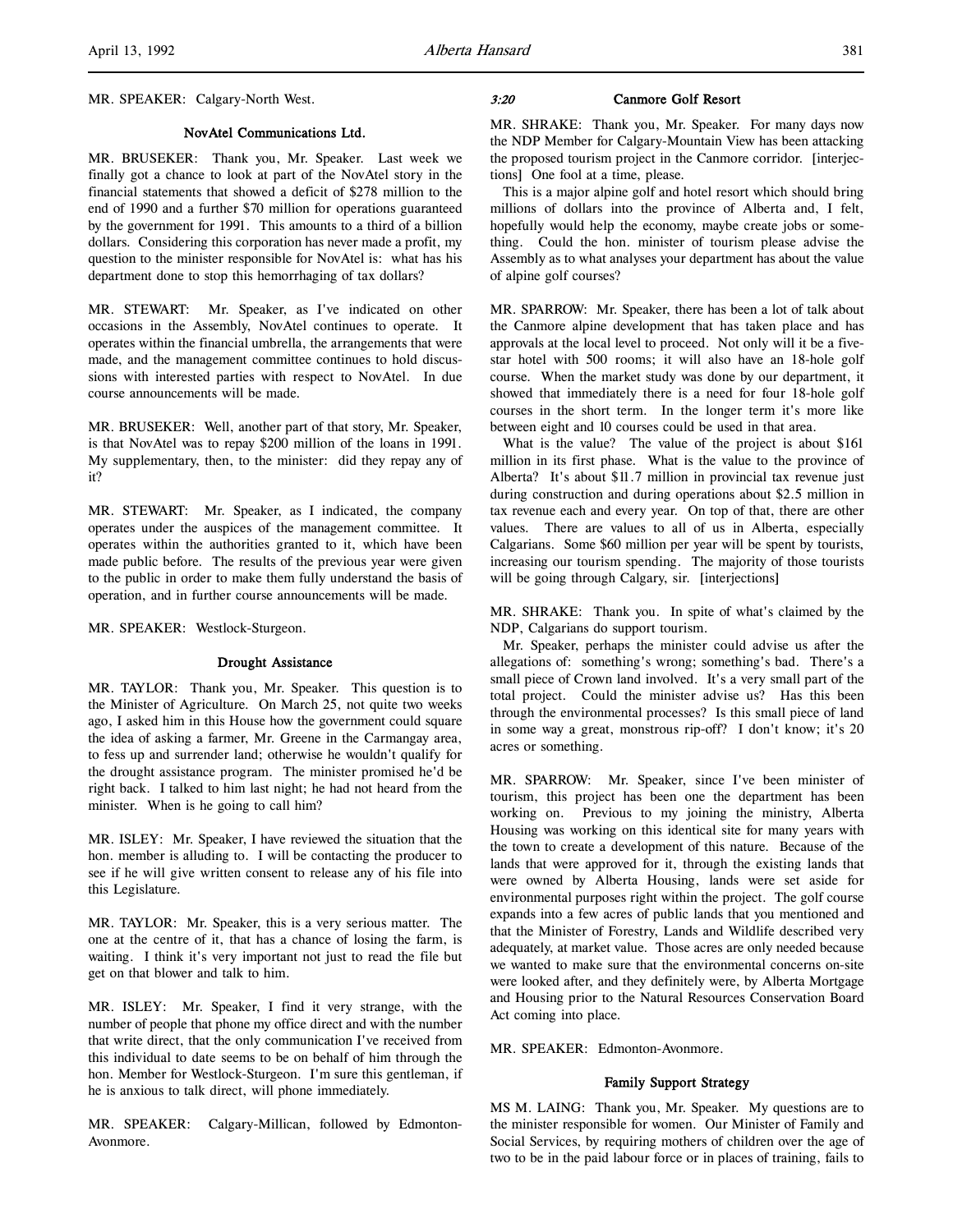MR. SPEAKER: Calgary-North West.

### NovAtel Communications Ltd.

MR. BRUSEKER: Thank you, Mr. Speaker. Last week we finally got a chance to look at part of the NovAtel story in the financial statements that showed a deficit of $278 million to the end of 1990 and a further $70 million for operations guaranteed by the government for 1991. This amounts to a third of a billion dollars. Considering this corporation has never made a profit, my question to the minister responsible for NovAtel is: what has his department done to stop this hemorrhaging of tax dollars?

MR. STEWART: Mr. Speaker, as I've indicated on other occasions in the Assembly, NovAtel continues to operate. It operates within the financial umbrella, the arrangements that were made, and the management committee continues to hold discussions with interested parties with respect to NovAtel. In due course announcements will be made.

MR. BRUSEKER: Well, another part of that story, Mr. Speaker, is that NovAtel was to repay $200 million of the loans in 1991. My supplementary, then, to the minister: did they repay any of it?

MR. STEWART: Mr. Speaker, as I indicated, the company operates under the auspices of the management committee. It operates within the authorities granted to it, which have been made public before. The results of the previous year were given to the public in order to make them fully understand the basis of operation, and in further course announcements will be made.

MR. SPEAKER: Westlock-Sturgeon.

### Drought Assistance

MR. TAYLOR: Thank you, Mr. Speaker. This question is to the Minister of Agriculture. On March 25, not quite two weeks ago, I asked him in this House how the government could square the idea of asking a farmer, Mr. Greene in the Carmangay area, to fess up and surrender land; otherwise he wouldn't qualify for the drought assistance program. The minister promised he'd be right back. I talked to him last night; he had not heard from the minister. When is he going to call him?

MR. ISLEY: Mr. Speaker, I have reviewed the situation that the hon. member is alluding to. I will be contacting the producer to see if he will give written consent to release any of his file into this Legislature.

MR. TAYLOR: Mr. Speaker, this is a very serious matter. The one at the centre of it, that has a chance of losing the farm, is waiting. I think it's very important not just to read the file but get on that blower and talk to him.

MR. ISLEY: Mr. Speaker, I find it very strange, with the number of people that phone my office direct and with the number that write direct, that the only communication I've received from this individual to date seems to be on behalf of him through the hon. Member for Westlock-Sturgeon. I'm sure this gentleman, if he is anxious to talk direct, will phone immediately.

MR. SPEAKER: Calgary-Millican, followed by Edmonton-Avonmore.

*3:20*

### Canmore Golf Resort

MR. SHRAKE: Thank you, Mr. Speaker. For many days now the NDP Member for Calgary-Mountain View has been attacking the proposed tourism project in the Canmore corridor. [interjections] One fool at a time, please.

This is a major alpine golf and hotel resort which should bring millions of dollars into the province of Alberta and, I felt, hopefully would help the economy, maybe create jobs or something. Could the hon. minister of tourism please advise the Assembly as to what analyses your department has about the value of alpine golf courses?

MR. SPARROW: Mr. Speaker, there has been a lot of talk about the Canmore alpine development that has taken place and has approvals at the local level to proceed. Not only will it be a five-star hotel with 500 rooms; it will also have an 18-hole golf course. When the market study was done by our department, it showed that immediately there is a need for four 18-hole golf courses in the short term. In the longer term it's more like between eight and 10 courses could be used in that area.

What is the value? The value of the project is about $161 million in its first phase. What is the value to the province of Alberta? It's about $11.7 million in provincial tax revenue just during construction and during operations about $2.5 million in tax revenue each and every year. On top of that, there are other values. There are values to all of us in Alberta, especially Calgarians. Some $60 million per year will be spent by tourists, increasing our tourism spending. The majority of those tourists will be going through Calgary, sir. [interjections]

MR. SHRAKE: Thank you. In spite of what's claimed by the NDP, Calgarians do support tourism.

Mr. Speaker, perhaps the minister could advise us after the allegations of: something's wrong; something's bad. There's a small piece of Crown land involved. It's a very small part of the total project. Could the minister advise us? Has this been through the environmental processes? Is this small piece of land in some way a great, monstrous rip-off? I don't know; it's 20 acres or something.

MR. SPARROW: Mr. Speaker, since I've been minister of tourism, this project has been one the department has been working on. Previous to my joining the ministry, Alberta Housing was working on this identical site for many years with the town to create a development of this nature. Because of the lands that were approved for it, through the existing lands that were owned by Alberta Housing, lands were set aside for environmental purposes right within the project. The golf course expands into a few acres of public lands that you mentioned and that the Minister of Forestry, Lands and Wildlife described very adequately, at market value. Those acres are only needed because we wanted to make sure that the environmental concerns on-site were looked after, and they definitely were, by Alberta Mortgage and Housing prior to the Natural Resources Conservation Board Act coming into place.

MR. SPEAKER: Edmonton-Avonmore.

### Family Support Strategy

MS M. LAING: Thank you, Mr. Speaker. My questions are to the minister responsible for women. Our Minister of Family and Social Services, by requiring mothers of children over the age of two to be in the paid labour force or in places of training, fails to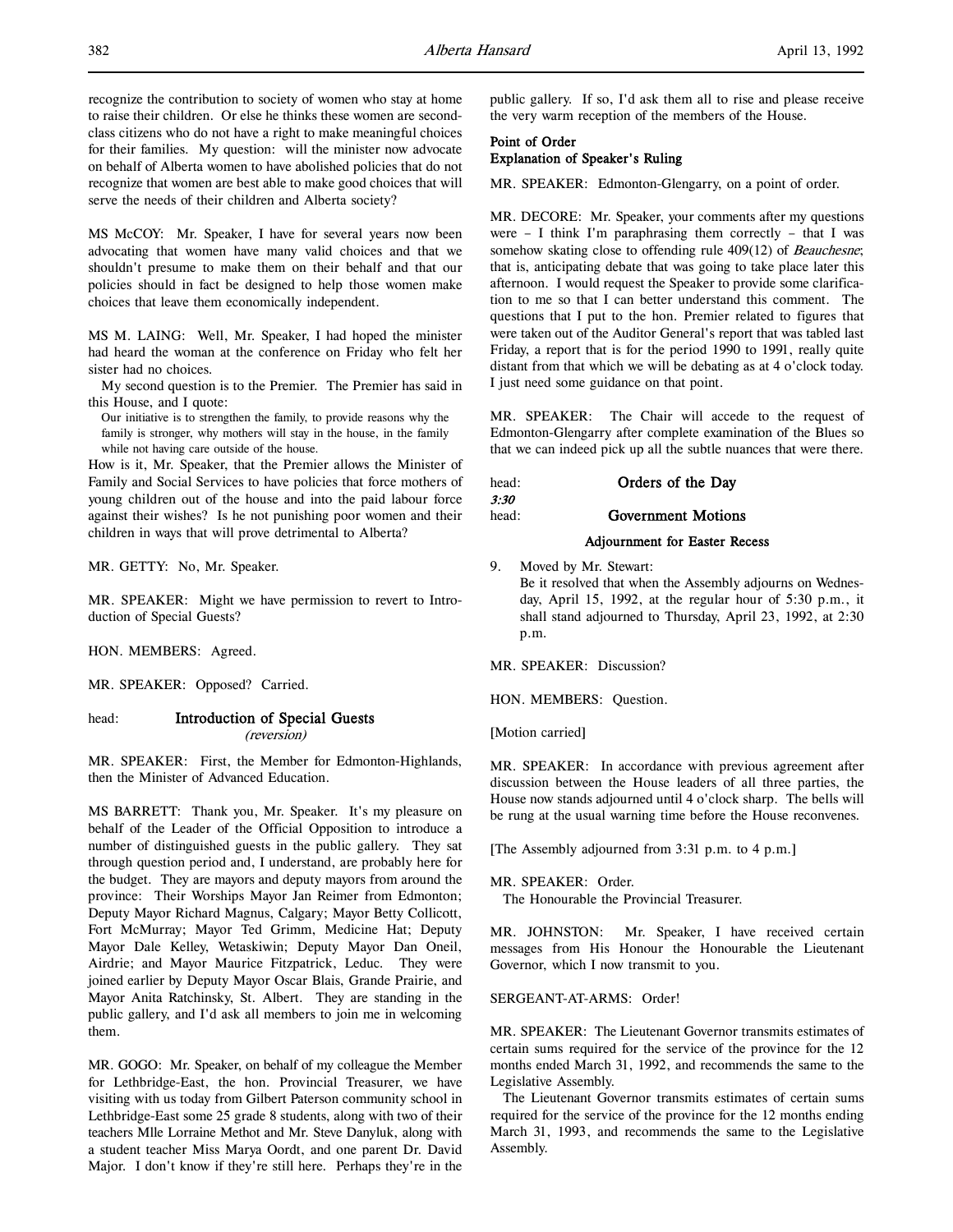recognize the contribution to society of women who stay at home to raise their children. Or else he thinks these women are second-class citizens who do not have a right to make meaningful choices for their families. My question: will the minister now advocate on behalf of Alberta women to have abolished policies that do not recognize that women are best able to make good choices that will serve the needs of their children and Alberta society?

MS McCOY: Mr. Speaker, I have for several years now been advocating that women have many valid choices and that we shouldn't presume to make them on their behalf and that our policies should in fact be designed to help those women make choices that leave them economically independent.

MS M. LAING: Well, Mr. Speaker, I had hoped the minister had heard the woman at the conference on Friday who felt her sister had no choices.

My second question is to the Premier. The Premier has said in this House, and I quote:

> Our initiative is to strengthen the family, to provide reasons why the family is stronger, why mothers will stay in the house, in the family while not having care outside of the house.

How is it, Mr. Speaker, that the Premier allows the Minister of Family and Social Services to have policies that force mothers of young children out of the house and into the paid labour force against their wishes? Is he not punishing poor women and their children in ways that will prove detrimental to Alberta?

MR. GETTY: No, Mr. Speaker.

MR. SPEAKER: Might we have permission to revert to Introduction of Special Guests?

HON. MEMBERS: Agreed.

MR. SPEAKER: Opposed? Carried.

## head: Introduction of Special Guests
*(reversion)*

MR. SPEAKER: First, the Member for Edmonton-Highlands, then the Minister of Advanced Education.

MS BARRETT: Thank you, Mr. Speaker. It's my pleasure on behalf of the Leader of the Official Opposition to introduce a number of distinguished guests in the public gallery. They sat through question period and, I understand, are probably here for the budget. They are mayors and deputy mayors from around the province: Their Worships Mayor Jan Reimer from Edmonton; Deputy Mayor Richard Magnus, Calgary; Mayor Betty Collicott, Fort McMurray; Mayor Ted Grimm, Medicine Hat; Deputy Mayor Dale Kelley, Wetaskiwin; Deputy Mayor Dan Oneil, Airdrie; and Mayor Maurice Fitzpatrick, Leduc. They were joined earlier by Deputy Mayor Oscar Blais, Grande Prairie, and Mayor Anita Ratchinsky, St. Albert. They are standing in the public gallery, and I'd ask all members to join me in welcoming them.

MR. GOGO: Mr. Speaker, on behalf of my colleague the Member for Lethbridge-East, the hon. Provincial Treasurer, we have visiting with us today from Gilbert Paterson community school in Lethbridge-East some 25 grade 8 students, along with two of their teachers Mlle Lorraine Methot and Mr. Steve Danyluk, along with a student teacher Miss Marya Oordt, and one parent Dr. David Major. I don't know if they're still here. Perhaps they're in the public gallery. If so, I'd ask them all to rise and please receive the very warm reception of the members of the House.

### Point of Order
### Explanation of Speaker's Ruling

MR. SPEAKER: Edmonton-Glengarry, on a point of order.

MR. DECORE: Mr. Speaker, your comments after my questions were – I think I'm paraphrasing them correctly – that I was somehow skating close to offending rule 409(12) of *Beauchesne*; that is, anticipating debate that was going to take place later this afternoon. I would request the Speaker to provide some clarification to me so that I can better understand this comment. The questions that I put to the hon. Premier related to figures that were taken out of the Auditor General's report that was tabled last Friday, a report that is for the period 1990 to 1991, really quite distant from that which we will be debating as at 4 o'clock today. I just need some guidance on that point.

MR. SPEAKER: The Chair will accede to the request of Edmonton-Glengarry after complete examination of the Blues so that we can indeed pick up all the subtle nuances that were there.

## head: Orders of the Day
***3:30***
## head: Government Motions

### Adjournment for Easter Recess

9. Moved by Mr. Stewart:
   Be it resolved that when the Assembly adjourns on Wednesday, April 15, 1992, at the regular hour of 5:30 p.m., it shall stand adjourned to Thursday, April 23, 1992, at 2:30 p.m.

MR. SPEAKER: Discussion?

HON. MEMBERS: Question.

[Motion carried]

MR. SPEAKER: In accordance with previous agreement after discussion between the House leaders of all three parties, the House now stands adjourned until 4 o'clock sharp. The bells will be rung at the usual warning time before the House reconvenes.

[The Assembly adjourned from 3:31 p.m. to 4 p.m.]

MR. SPEAKER: Order.

The Honourable the Provincial Treasurer.

MR. JOHNSTON: Mr. Speaker, I have received certain messages from His Honour the Honourable the Lieutenant Governor, which I now transmit to you.

SERGEANT-AT-ARMS: Order!

MR. SPEAKER: The Lieutenant Governor transmits estimates of certain sums required for the service of the province for the 12 months ended March 31, 1992, and recommends the same to the Legislative Assembly.

The Lieutenant Governor transmits estimates of certain sums required for the service of the province for the 12 months ending March 31, 1993, and recommends the same to the Legislative Assembly.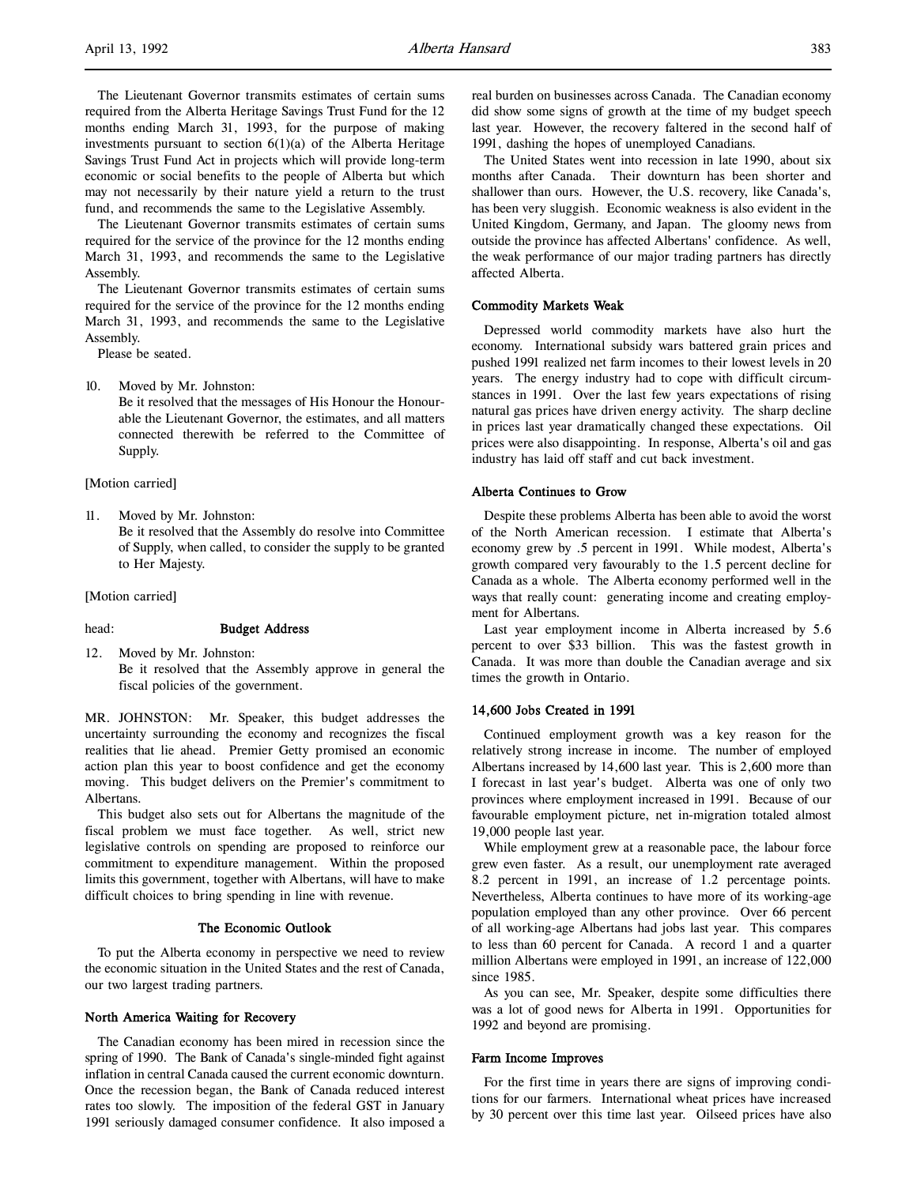The Lieutenant Governor transmits estimates of certain sums required from the Alberta Heritage Savings Trust Fund for the 12 months ending March 31, 1993, for the purpose of making investments pursuant to section 6(1)(a) of the Alberta Heritage Savings Trust Fund Act in projects which will provide long-term economic or social benefits to the people of Alberta but which may not necessarily by their nature yield a return to the trust fund, and recommends the same to the Legislative Assembly.

The Lieutenant Governor transmits estimates of certain sums required for the service of the province for the 12 months ending March 31, 1993, and recommends the same to the Legislative Assembly.

The Lieutenant Governor transmits estimates of certain sums required for the service of the province for the 12 months ending March 31, 1993, and recommends the same to the Legislative Assembly.

Please be seated.

10. Moved by Mr. Johnston:
    Be it resolved that the messages of His Honour the Honourable the Lieutenant Governor, the estimates, and all matters connected therewith be referred to the Committee of Supply.

[Motion carried]

11. Moved by Mr. Johnston:
    Be it resolved that the Assembly do resolve into Committee of Supply, when called, to consider the supply to be granted to Her Majesty.

[Motion carried]

head: **Budget Address**

12. Moved by Mr. Johnston:
    Be it resolved that the Assembly approve in general the fiscal policies of the government.

MR. JOHNSTON: Mr. Speaker, this budget addresses the uncertainty surrounding the economy and recognizes the fiscal realities that lie ahead. Premier Getty promised an economic action plan this year to boost confidence and get the economy moving. This budget delivers on the Premier's commitment to Albertans.

This budget also sets out for Albertans the magnitude of the fiscal problem we must face together. As well, strict new legislative controls on spending are proposed to reinforce our commitment to expenditure management. Within the proposed limits this government, together with Albertans, will have to make difficult choices to bring spending in line with revenue.

## The Economic Outlook

To put the Alberta economy in perspective we need to review the economic situation in the United States and the rest of Canada, our two largest trading partners.

### North America Waiting for Recovery

The Canadian economy has been mired in recession since the spring of 1990. The Bank of Canada's single-minded fight against inflation in central Canada caused the current economic downturn. Once the recession began, the Bank of Canada reduced interest rates too slowly. The imposition of the federal GST in January 1991 seriously damaged consumer confidence. It also imposed a real burden on businesses across Canada. The Canadian economy did show some signs of growth at the time of my budget speech last year. However, the recovery faltered in the second half of 1991, dashing the hopes of unemployed Canadians.

The United States went into recession in late 1990, about six months after Canada. Their downturn has been shorter and shallower than ours. However, the U.S. recovery, like Canada's, has been very sluggish. Economic weakness is also evident in the United Kingdom, Germany, and Japan. The gloomy news from outside the province has affected Albertans' confidence. As well, the weak performance of our major trading partners has directly affected Alberta.

### Commodity Markets Weak

Depressed world commodity markets have also hurt the economy. International subsidy wars battered grain prices and pushed 1991 realized net farm incomes to their lowest levels in 20 years. The energy industry had to cope with difficult circumstances in 1991. Over the last few years expectations of rising natural gas prices have driven energy activity. The sharp decline in prices last year dramatically changed these expectations. Oil prices were also disappointing. In response, Alberta's oil and gas industry has laid off staff and cut back investment.

### Alberta Continues to Grow

Despite these problems Alberta has been able to avoid the worst of the North American recession. I estimate that Alberta's economy grew by .5 percent in 1991. While modest, Alberta's growth compared very favourably to the 1.5 percent decline for Canada as a whole. The Alberta economy performed well in the ways that really count: generating income and creating employment for Albertans.

Last year employment income in Alberta increased by 5.6 percent to over $33 billion. This was the fastest growth in Canada. It was more than double the Canadian average and six times the growth in Ontario.

### 14,600 Jobs Created in 1991

Continued employment growth was a key reason for the relatively strong increase in income. The number of employed Albertans increased by 14,600 last year. This is 2,600 more than I forecast in last year's budget. Alberta was one of only two provinces where employment increased in 1991. Because of our favourable employment picture, net in-migration totaled almost 19,000 people last year.

While employment grew at a reasonable pace, the labour force grew even faster. As a result, our unemployment rate averaged 8.2 percent in 1991, an increase of 1.2 percentage points. Nevertheless, Alberta continues to have more of its working-age population employed than any other province. Over 66 percent of all working-age Albertans had jobs last year. This compares to less than 60 percent for Canada. A record 1 and a quarter million Albertans were employed in 1991, an increase of 122,000 since 1985.

As you can see, Mr. Speaker, despite some difficulties there was a lot of good news for Alberta in 1991. Opportunities for 1992 and beyond are promising.

### Farm Income Improves

For the first time in years there are signs of improving conditions for our farmers. International wheat prices have increased by 30 percent over this time last year. Oilseed prices have also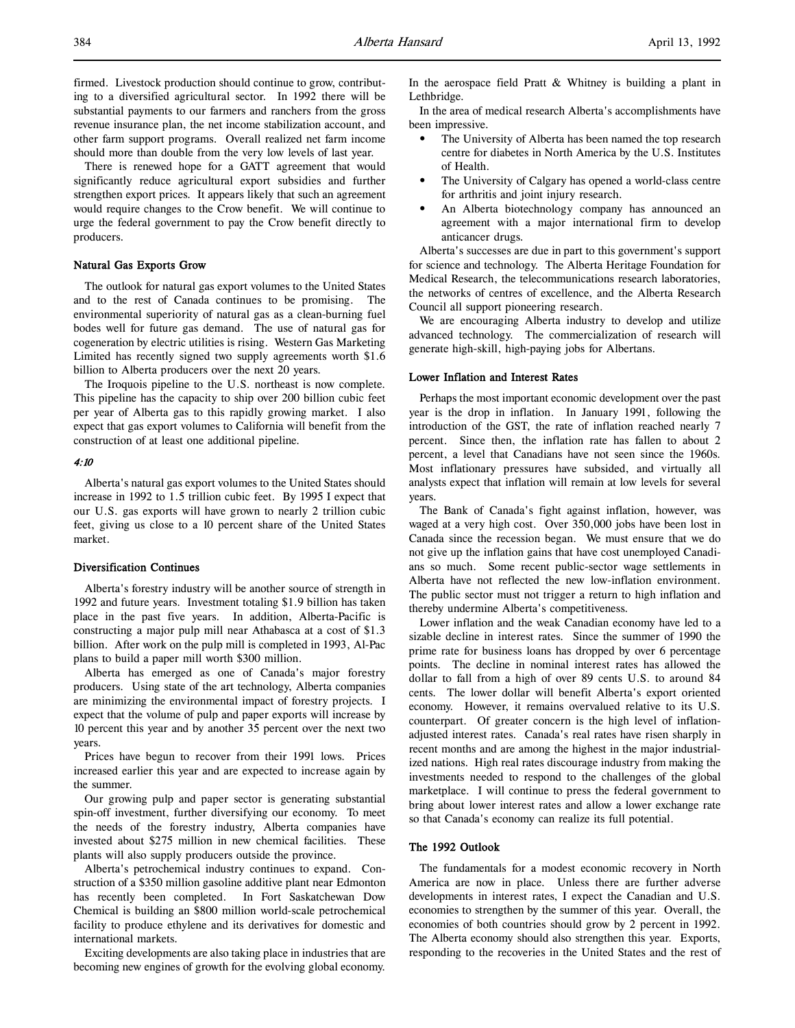firmed. Livestock production should continue to grow, contributing to a diversified agricultural sector. In 1992 there will be substantial payments to our farmers and ranchers from the gross revenue insurance plan, the net income stabilization account, and other farm support programs. Overall realized net farm income should more than double from the very low levels of last year.

There is renewed hope for a GATT agreement that would significantly reduce agricultural export subsidies and further strengthen export prices. It appears likely that such an agreement would require changes to the Crow benefit. We will continue to urge the federal government to pay the Crow benefit directly to producers.

### Natural Gas Exports Grow

The outlook for natural gas export volumes to the United States and to the rest of Canada continues to be promising. The environmental superiority of natural gas as a clean-burning fuel bodes well for future gas demand. The use of natural gas for cogeneration by electric utilities is rising. Western Gas Marketing Limited has recently signed two supply agreements worth $1.6 billion to Alberta producers over the next 20 years.

The Iroquois pipeline to the U.S. northeast is now complete. This pipeline has the capacity to ship over 200 billion cubic feet per year of Alberta gas to this rapidly growing market. I also expect that gas export volumes to California will benefit from the construction of at least one additional pipeline.

*4:10*

Alberta's natural gas export volumes to the United States should increase in 1992 to 1.5 trillion cubic feet. By 1995 I expect that our U.S. gas exports will have grown to nearly 2 trillion cubic feet, giving us close to a 10 percent share of the United States market.

### Diversification Continues

Alberta's forestry industry will be another source of strength in 1992 and future years. Investment totaling $1.9 billion has taken place in the past five years. In addition, Alberta-Pacific is constructing a major pulp mill near Athabasca at a cost of $1.3 billion. After work on the pulp mill is completed in 1993, Al-Pac plans to build a paper mill worth $300 million.

Alberta has emerged as one of Canada's major forestry producers. Using state of the art technology, Alberta companies are minimizing the environmental impact of forestry projects. I expect that the volume of pulp and paper exports will increase by 10 percent this year and by another 35 percent over the next two years.

Prices have begun to recover from their 1991 lows. Prices increased earlier this year and are expected to increase again by the summer.

Our growing pulp and paper sector is generating substantial spin-off investment, further diversifying our economy. To meet the needs of the forestry industry, Alberta companies have invested about $275 million in new chemical facilities. These plants will also supply producers outside the province.

Alberta's petrochemical industry continues to expand. Construction of a $350 million gasoline additive plant near Edmonton has recently been completed. In Fort Saskatchewan Dow Chemical is building an $800 million world-scale petrochemical facility to produce ethylene and its derivatives for domestic and international markets.

Exciting developments are also taking place in industries that are becoming new engines of growth for the evolving global economy. In the aerospace field Pratt & Whitney is building a plant in Lethbridge.

In the area of medical research Alberta's accomplishments have been impressive.

- The University of Alberta has been named the top research centre for diabetes in North America by the U.S. Institutes of Health.
- The University of Calgary has opened a world-class centre for arthritis and joint injury research.
- An Alberta biotechnology company has announced an agreement with a major international firm to develop anticancer drugs.

Alberta's successes are due in part to this government's support for science and technology. The Alberta Heritage Foundation for Medical Research, the telecommunications research laboratories, the networks of centres of excellence, and the Alberta Research Council all support pioneering research.

We are encouraging Alberta industry to develop and utilize advanced technology. The commercialization of research will generate high-skill, high-paying jobs for Albertans.

### Lower Inflation and Interest Rates

Perhaps the most important economic development over the past year is the drop in inflation. In January 1991, following the introduction of the GST, the rate of inflation reached nearly 7 percent. Since then, the inflation rate has fallen to about 2 percent, a level that Canadians have not seen since the 1960s. Most inflationary pressures have subsided, and virtually all analysts expect that inflation will remain at low levels for several years.

The Bank of Canada's fight against inflation, however, was waged at a very high cost. Over 350,000 jobs have been lost in Canada since the recession began. We must ensure that we do not give up the inflation gains that have cost unemployed Canadians so much. Some recent public-sector wage settlements in Alberta have not reflected the new low-inflation environment. The public sector must not trigger a return to high inflation and thereby undermine Alberta's competitiveness.

Lower inflation and the weak Canadian economy have led to a sizable decline in interest rates. Since the summer of 1990 the prime rate for business loans has dropped by over 6 percentage points. The decline in nominal interest rates has allowed the dollar to fall from a high of over 89 cents U.S. to around 84 cents. The lower dollar will benefit Alberta's export oriented economy. However, it remains overvalued relative to its U.S. counterpart. Of greater concern is the high level of inflation-adjusted interest rates. Canada's real rates have risen sharply in recent months and are among the highest in the major industrialized nations. High real rates discourage industry from making the investments needed to respond to the challenges of the global marketplace. I will continue to press the federal government to bring about lower interest rates and allow a lower exchange rate so that Canada's economy can realize its full potential.

### The 1992 Outlook

The fundamentals for a modest economic recovery in North America are now in place. Unless there are further adverse developments in interest rates, I expect the Canadian and U.S. economies to strengthen by the summer of this year. Overall, the economies of both countries should grow by 2 percent in 1992. The Alberta economy should also strengthen this year. Exports, responding to the recoveries in the United States and the rest of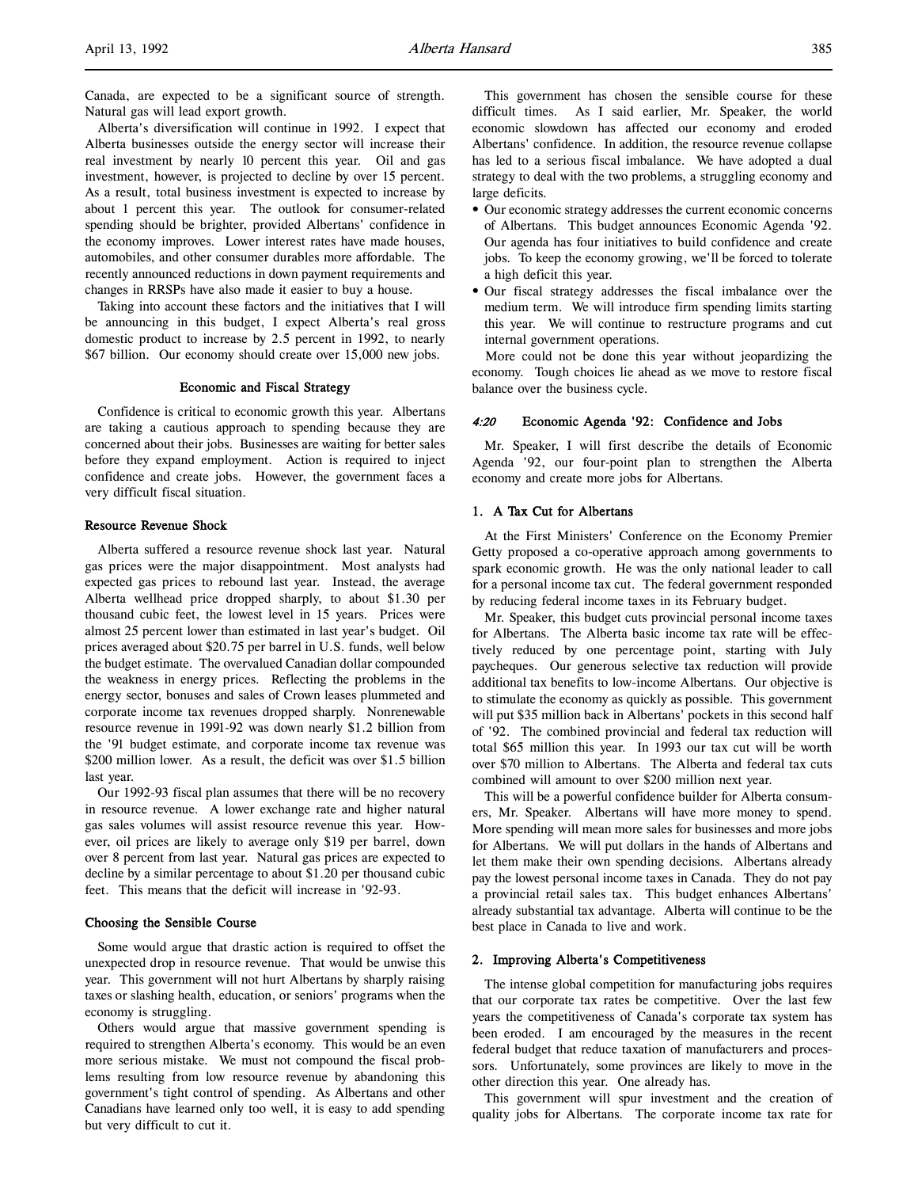Canada, are expected to be a significant source of strength. Natural gas will lead export growth.

Alberta's diversification will continue in 1992. I expect that Alberta businesses outside the energy sector will increase their real investment by nearly 10 percent this year. Oil and gas investment, however, is projected to decline by over 15 percent. As a result, total business investment is expected to increase by about 1 percent this year. The outlook for consumer-related spending should be brighter, provided Albertans' confidence in the economy improves. Lower interest rates have made houses, automobiles, and other consumer durables more affordable. The recently announced reductions in down payment requirements and changes in RRSPs have also made it easier to buy a house.

Taking into account these factors and the initiatives that I will be announcing in this budget, I expect Alberta's real gross domestic product to increase by 2.5 percent in 1992, to nearly $67 billion. Our economy should create over 15,000 new jobs.

### Economic and Fiscal Strategy

Confidence is critical to economic growth this year. Albertans are taking a cautious approach to spending because they are concerned about their jobs. Businesses are waiting for better sales before they expand employment. Action is required to inject confidence and create jobs. However, the government faces a very difficult fiscal situation.

#### Resource Revenue Shock

Alberta suffered a resource revenue shock last year. Natural gas prices were the major disappointment. Most analysts had expected gas prices to rebound last year. Instead, the average Alberta wellhead price dropped sharply, to about $1.30 per thousand cubic feet, the lowest level in 15 years. Prices were almost 25 percent lower than estimated in last year's budget. Oil prices averaged about $20.75 per barrel in U.S. funds, well below the budget estimate. The overvalued Canadian dollar compounded the weakness in energy prices. Reflecting the problems in the energy sector, bonuses and sales of Crown leases plummeted and corporate income tax revenues dropped sharply. Nonrenewable resource revenue in 1991-92 was down nearly $1.2 billion from the '91 budget estimate, and corporate income tax revenue was $200 million lower. As a result, the deficit was over $1.5 billion last year.

Our 1992-93 fiscal plan assumes that there will be no recovery in resource revenue. A lower exchange rate and higher natural gas sales volumes will assist resource revenue this year. However, oil prices are likely to average only $19 per barrel, down over 8 percent from last year. Natural gas prices are expected to decline by a similar percentage to about $1.20 per thousand cubic feet. This means that the deficit will increase in '92-93.

#### Choosing the Sensible Course

Some would argue that drastic action is required to offset the unexpected drop in resource revenue. That would be unwise this year. This government will not hurt Albertans by sharply raising taxes or slashing health, education, or seniors' programs when the economy is struggling.

Others would argue that massive government spending is required to strengthen Alberta's economy. This would be an even more serious mistake. We must not compound the fiscal problems resulting from low resource revenue by abandoning this government's tight control of spending. As Albertans and other Canadians have learned only too well, it is easy to add spending but very difficult to cut it.

This government has chosen the sensible course for these difficult times. As I said earlier, Mr. Speaker, the world economic slowdown has affected our economy and eroded Albertans' confidence. In addition, the resource revenue collapse has led to a serious fiscal imbalance. We have adopted a dual strategy to deal with the two problems, a struggling economy and large deficits.

- Our economic strategy addresses the current economic concerns of Albertans. This budget announces Economic Agenda '92. Our agenda has four initiatives to build confidence and create jobs. To keep the economy growing, we'll be forced to tolerate a high deficit this year.
- Our fiscal strategy addresses the fiscal imbalance over the medium term. We will introduce firm spending limits starting this year. We will continue to restructure programs and cut internal government operations.

More could not be done this year without jeopardizing the economy. Tough choices lie ahead as we move to restore fiscal balance over the business cycle.

### *4:20* Economic Agenda '92: Confidence and Jobs

Mr. Speaker, I will first describe the details of Economic Agenda '92, our four-point plan to strengthen the Alberta economy and create more jobs for Albertans.

#### 1. A Tax Cut for Albertans

At the First Ministers' Conference on the Economy Premier Getty proposed a co-operative approach among governments to spark economic growth. He was the only national leader to call for a personal income tax cut. The federal government responded by reducing federal income taxes in its February budget.

Mr. Speaker, this budget cuts provincial personal income taxes for Albertans. The Alberta basic income tax rate will be effectively reduced by one percentage point, starting with July paycheques. Our generous selective tax reduction will provide additional tax benefits to low-income Albertans. Our objective is to stimulate the economy as quickly as possible. This government will put $35 million back in Albertans' pockets in this second half of '92. The combined provincial and federal tax reduction will total $65 million this year. In 1993 our tax cut will be worth over $70 million to Albertans. The Alberta and federal tax cuts combined will amount to over $200 million next year.

This will be a powerful confidence builder for Alberta consumers, Mr. Speaker. Albertans will have more money to spend. More spending will mean more sales for businesses and more jobs for Albertans. We will put dollars in the hands of Albertans and let them make their own spending decisions. Albertans already pay the lowest personal income taxes in Canada. They do not pay a provincial retail sales tax. This budget enhances Albertans' already substantial tax advantage. Alberta will continue to be the best place in Canada to live and work.

#### 2. Improving Alberta's Competitiveness

The intense global competition for manufacturing jobs requires that our corporate tax rates be competitive. Over the last few years the competitiveness of Canada's corporate tax system has been eroded. I am encouraged by the measures in the recent federal budget that reduce taxation of manufacturers and processors. Unfortunately, some provinces are likely to move in the other direction this year. One already has.

This government will spur investment and the creation of quality jobs for Albertans. The corporate income tax rate for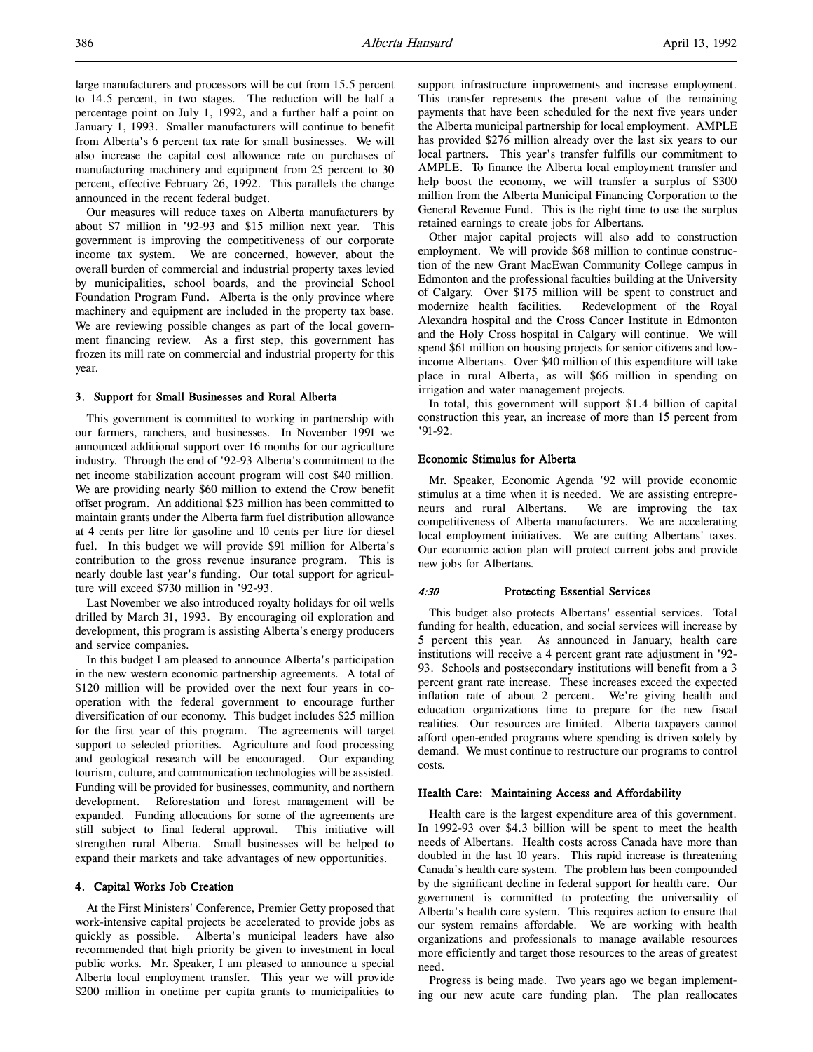large manufacturers and processors will be cut from 15.5 percent to 14.5 percent, in two stages. The reduction will be half a percentage point on July 1, 1992, and a further half a point on January 1, 1993. Smaller manufacturers will continue to benefit from Alberta's 6 percent tax rate for small businesses. We will also increase the capital cost allowance rate on purchases of manufacturing machinery and equipment from 25 percent to 30 percent, effective February 26, 1992. This parallels the change announced in the recent federal budget.

Our measures will reduce taxes on Alberta manufacturers by about $7 million in '92-93 and $15 million next year. This government is improving the competitiveness of our corporate income tax system. We are concerned, however, about the overall burden of commercial and industrial property taxes levied by municipalities, school boards, and the provincial School Foundation Program Fund. Alberta is the only province where machinery and equipment are included in the property tax base. We are reviewing possible changes as part of the local government financing review. As a first step, this government has frozen its mill rate on commercial and industrial property for this year.

### 3. Support for Small Businesses and Rural Alberta

This government is committed to working in partnership with our farmers, ranchers, and businesses. In November 1991 we announced additional support over 16 months for our agriculture industry. Through the end of '92-93 Alberta's commitment to the net income stabilization account program will cost $40 million. We are providing nearly $60 million to extend the Crow benefit offset program. An additional $23 million has been committed to maintain grants under the Alberta farm fuel distribution allowance at 4 cents per litre for gasoline and 10 cents per litre for diesel fuel. In this budget we will provide $91 million for Alberta's contribution to the gross revenue insurance program. This is nearly double last year's funding. Our total support for agriculture will exceed $730 million in '92-93.

Last November we also introduced royalty holidays for oil wells drilled by March 31, 1993. By encouraging oil exploration and development, this program is assisting Alberta's energy producers and service companies.

In this budget I am pleased to announce Alberta's participation in the new western economic partnership agreements. A total of $120 million will be provided over the next four years in cooperation with the federal government to encourage further diversification of our economy. This budget includes $25 million for the first year of this program. The agreements will target support to selected priorities. Agriculture and food processing and geological research will be encouraged. Our expanding tourism, culture, and communication technologies will be assisted. Funding will be provided for businesses, community, and northern development. Reforestation and forest management will be expanded. Funding allocations for some of the agreements are still subject to final federal approval. This initiative will strengthen rural Alberta. Small businesses will be helped to expand their markets and take advantages of new opportunities.

### 4. Capital Works Job Creation

At the First Ministers' Conference, Premier Getty proposed that work-intensive capital projects be accelerated to provide jobs as quickly as possible. Alberta's municipal leaders have also recommended that high priority be given to investment in local public works. Mr. Speaker, I am pleased to announce a special Alberta local employment transfer. This year we will provide $200 million in onetime per capita grants to municipalities to support infrastructure improvements and increase employment. This transfer represents the present value of the remaining payments that have been scheduled for the next five years under the Alberta municipal partnership for local employment. AMPLE has provided $276 million already over the last six years to our local partners. This year's transfer fulfills our commitment to AMPLE. To finance the Alberta local employment transfer and help boost the economy, we will transfer a surplus of $300 million from the Alberta Municipal Financing Corporation to the General Revenue Fund. This is the right time to use the surplus retained earnings to create jobs for Albertans.

Other major capital projects will also add to construction employment. We will provide $68 million to continue construction of the new Grant MacEwan Community College campus in Edmonton and the professional faculties building at the University of Calgary. Over $175 million will be spent to construct and modernize health facilities. Redevelopment of the Royal Alexandra hospital and the Cross Cancer Institute in Edmonton and the Holy Cross hospital in Calgary will continue. We will spend $61 million on housing projects for senior citizens and low-income Albertans. Over $40 million of this expenditure will take place in rural Alberta, as will $66 million in spending on irrigation and water management projects.

In total, this government will support $1.4 billion of capital construction this year, an increase of more than 15 percent from '91-92.

### Economic Stimulus for Alberta

Mr. Speaker, Economic Agenda '92 will provide economic stimulus at a time when it is needed. We are assisting entrepreneurs and rural Albertans. We are improving the tax competitiveness of Alberta manufacturers. We are accelerating local employment initiatives. We are cutting Albertans' taxes. Our economic action plan will protect current jobs and provide new jobs for Albertans.

### *4:30* Protecting Essential Services

This budget also protects Albertans' essential services. Total funding for health, education, and social services will increase by 5 percent this year. As announced in January, health care institutions will receive a 4 percent grant rate adjustment in '92-93. Schools and postsecondary institutions will benefit from a 3 percent grant rate increase. These increases exceed the expected inflation rate of about 2 percent. We're giving health and education organizations time to prepare for the new fiscal realities. Our resources are limited. Alberta taxpayers cannot afford open-ended programs where spending is driven solely by demand. We must continue to restructure our programs to control costs.

### Health Care: Maintaining Access and Affordability

Health care is the largest expenditure area of this government. In 1992-93 over $4.3 billion will be spent to meet the health needs of Albertans. Health costs across Canada have more than doubled in the last 10 years. This rapid increase is threatening Canada's health care system. The problem has been compounded by the significant decline in federal support for health care. Our government is committed to protecting the universality of Alberta's health care system. This requires action to ensure that our system remains affordable. We are working with health organizations and professionals to manage available resources more efficiently and target those resources to the areas of greatest need.

Progress is being made. Two years ago we began implementing our new acute care funding plan. The plan reallocates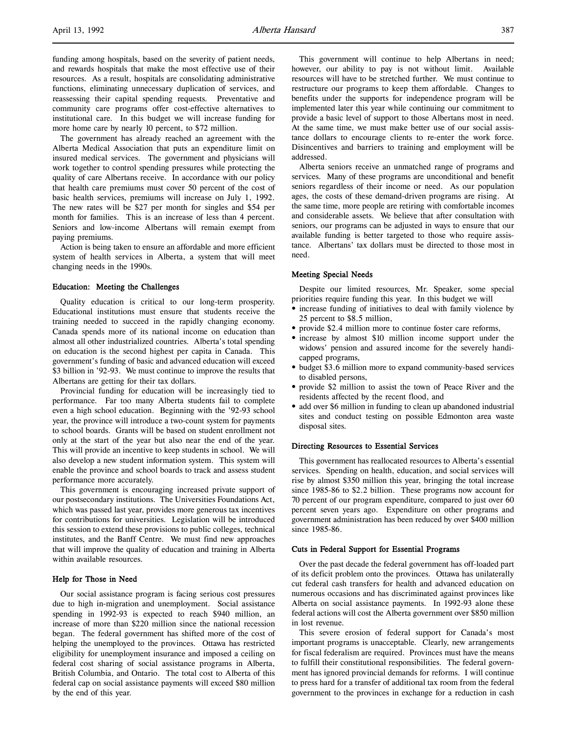funding among hospitals, based on the severity of patient needs, and rewards hospitals that make the most effective use of their resources. As a result, hospitals are consolidating administrative functions, eliminating unnecessary duplication of services, and reassessing their capital spending requests. Preventative and community care programs offer cost-effective alternatives to institutional care. In this budget we will increase funding for more home care by nearly 10 percent, to $72 million.

The government has already reached an agreement with the Alberta Medical Association that puts an expenditure limit on insured medical services. The government and physicians will work together to control spending pressures while protecting the quality of care Albertans receive. In accordance with our policy that health care premiums must cover 50 percent of the cost of basic health services, premiums will increase on July 1, 1992. The new rates will be $27 per month for singles and $54 per month for families. This is an increase of less than 4 percent. Seniors and low-income Albertans will remain exempt from paying premiums.

Action is being taken to ensure an affordable and more efficient system of health services in Alberta, a system that will meet changing needs in the 1990s.

### Education: Meeting the Challenges

Quality education is critical to our long-term prosperity. Educational institutions must ensure that students receive the training needed to succeed in the rapidly changing economy. Canada spends more of its national income on education than almost all other industrialized countries. Alberta's total spending on education is the second highest per capita in Canada. This government's funding of basic and advanced education will exceed $3 billion in '92-93. We must continue to improve the results that Albertans are getting for their tax dollars.

Provincial funding for education will be increasingly tied to performance. Far too many Alberta students fail to complete even a high school education. Beginning with the '92-93 school year, the province will introduce a two-count system for payments to school boards. Grants will be based on student enrollment not only at the start of the year but also near the end of the year. This will provide an incentive to keep students in school. We will also develop a new student information system. This system will enable the province and school boards to track and assess student performance more accurately.

This government is encouraging increased private support of our postsecondary institutions. The Universities Foundations Act, which was passed last year, provides more generous tax incentives for contributions for universities. Legislation will be introduced this session to extend these provisions to public colleges, technical institutes, and the Banff Centre. We must find new approaches that will improve the quality of education and training in Alberta within available resources.

### Help for Those in Need

Our social assistance program is facing serious cost pressures due to high in-migration and unemployment. Social assistance spending in 1992-93 is expected to reach $940 million, an increase of more than $220 million since the national recession began. The federal government has shifted more of the cost of helping the unemployed to the provinces. Ottawa has restricted eligibility for unemployment insurance and imposed a ceiling on federal cost sharing of social assistance programs in Alberta, British Columbia, and Ontario. The total cost to Alberta of this federal cap on social assistance payments will exceed $80 million by the end of this year.

This government will continue to help Albertans in need; however, our ability to pay is not without limit. Available resources will have to be stretched further. We must continue to restructure our programs to keep them affordable. Changes to benefits under the supports for independence program will be implemented later this year while continuing our commitment to provide a basic level of support to those Albertans most in need. At the same time, we must make better use of our social assistance dollars to encourage clients to re-enter the work force. Disincentives and barriers to training and employment will be addressed.

Alberta seniors receive an unmatched range of programs and services. Many of these programs are unconditional and benefit seniors regardless of their income or need. As our population ages, the costs of these demand-driven programs are rising. At the same time, more people are retiring with comfortable incomes and considerable assets. We believe that after consultation with seniors, our programs can be adjusted in ways to ensure that our available funding is better targeted to those who require assistance. Albertans' tax dollars must be directed to those most in need.

### Meeting Special Needs

Despite our limited resources, Mr. Speaker, some special priorities require funding this year. In this budget we will

- increase funding of initiatives to deal with family violence by 25 percent to $8.5 million,
- provide $2.4 million more to continue foster care reforms,
- increase by almost $10 million income support under the widows' pension and assured income for the severely handicapped programs,
- budget $3.6 million more to expand community-based services to disabled persons,
- provide $2 million to assist the town of Peace River and the residents affected by the recent flood, and
- add over $6 million in funding to clean up abandoned industrial sites and conduct testing on possible Edmonton area waste disposal sites.

### Directing Resources to Essential Services

This government has reallocated resources to Alberta's essential services. Spending on health, education, and social services will rise by almost $350 million this year, bringing the total increase since 1985-86 to $2.2 billion. These programs now account for 70 percent of our program expenditure, compared to just over 60 percent seven years ago. Expenditure on other programs and government administration has been reduced by over $400 million since 1985-86.

### Cuts in Federal Support for Essential Programs

Over the past decade the federal government has off-loaded part of its deficit problem onto the provinces. Ottawa has unilaterally cut federal cash transfers for health and advanced education on numerous occasions and has discriminated against provinces like Alberta on social assistance payments. In 1992-93 alone these federal actions will cost the Alberta government over $850 million in lost revenue.

This severe erosion of federal support for Canada's most important programs is unacceptable. Clearly, new arrangements for fiscal federalism are required. Provinces must have the means to fulfill their constitutional responsibilities. The federal government has ignored provincial demands for reforms. I will continue to press hard for a transfer of additional tax room from the federal government to the provinces in exchange for a reduction in cash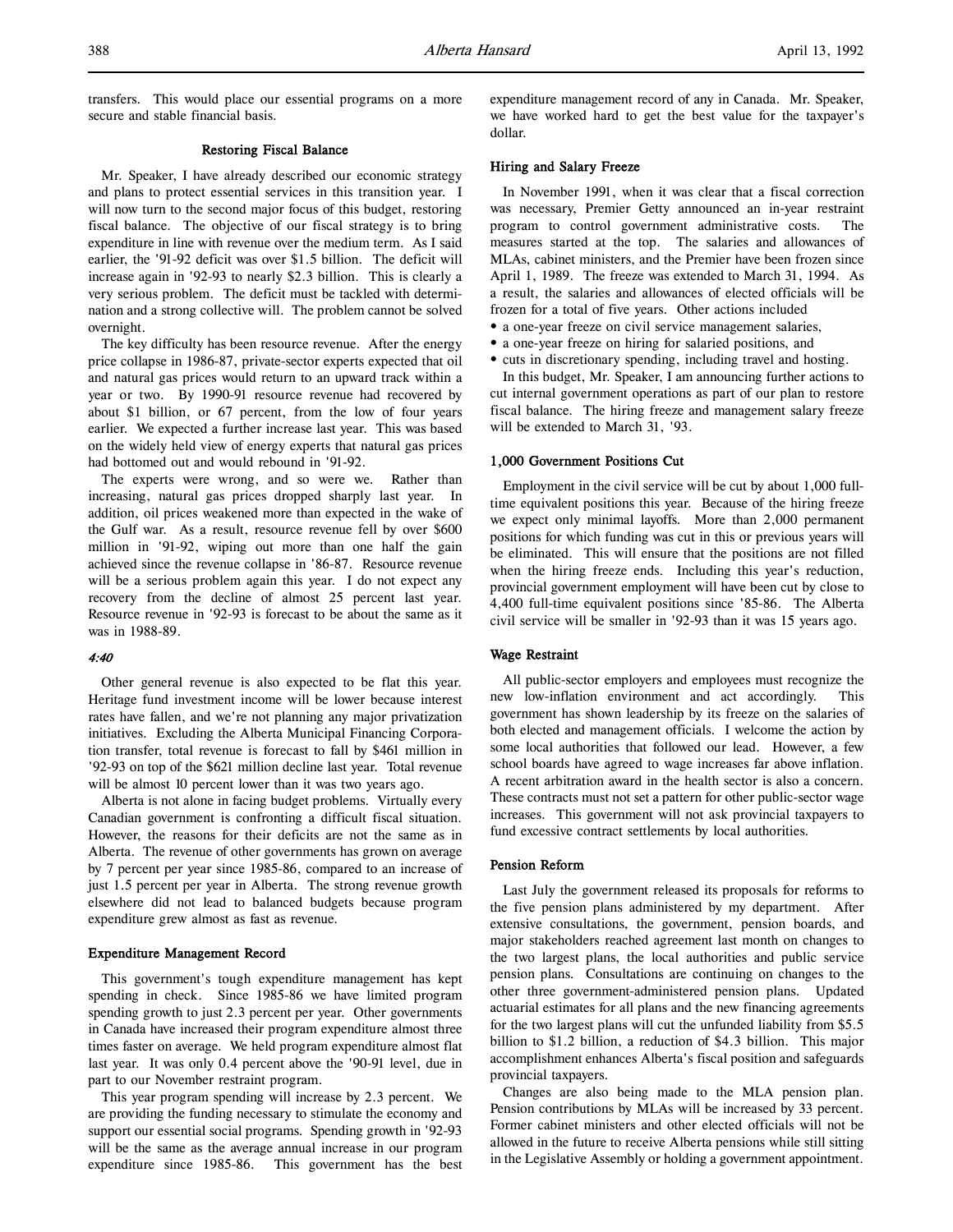transfers. This would place our essential programs on a more secure and stable financial basis.

### Restoring Fiscal Balance

Mr. Speaker, I have already described our economic strategy and plans to protect essential services in this transition year. I will now turn to the second major focus of this budget, restoring fiscal balance. The objective of our fiscal strategy is to bring expenditure in line with revenue over the medium term. As I said earlier, the '91-92 deficit was over $1.5 billion. The deficit will increase again in '92-93 to nearly $2.3 billion. This is clearly a very serious problem. The deficit must be tackled with determination and a strong collective will. The problem cannot be solved overnight.

The key difficulty has been resource revenue. After the energy price collapse in 1986-87, private-sector experts expected that oil and natural gas prices would return to an upward track within a year or two. By 1990-91 resource revenue had recovered by about $1 billion, or 67 percent, from the low of four years earlier. We expected a further increase last year. This was based on the widely held view of energy experts that natural gas prices had bottomed out and would rebound in '91-92.

The experts were wrong, and so were we. Rather than increasing, natural gas prices dropped sharply last year. In addition, oil prices weakened more than expected in the wake of the Gulf war. As a result, resource revenue fell by over $600 million in '91-92, wiping out more than one half the gain achieved since the revenue collapse in '86-87. Resource revenue will be a serious problem again this year. I do not expect any recovery from the decline of almost 25 percent last year. Resource revenue in '92-93 is forecast to be about the same as it was in 1988-89.

*4:40*

Other general revenue is also expected to be flat this year. Heritage fund investment income will be lower because interest rates have fallen, and we're not planning any major privatization initiatives. Excluding the Alberta Municipal Financing Corporation transfer, total revenue is forecast to fall by $461 million in '92-93 on top of the $621 million decline last year. Total revenue will be almost 10 percent lower than it was two years ago.

Alberta is not alone in facing budget problems. Virtually every Canadian government is confronting a difficult fiscal situation. However, the reasons for their deficits are not the same as in Alberta. The revenue of other governments has grown on average by 7 percent per year since 1985-86, compared to an increase of just 1.5 percent per year in Alberta. The strong revenue growth elsewhere did not lead to balanced budgets because program expenditure grew almost as fast as revenue.

### Expenditure Management Record

This government's tough expenditure management has kept spending in check. Since 1985-86 we have limited program spending growth to just 2.3 percent per year. Other governments in Canada have increased their program expenditure almost three times faster on average. We held program expenditure almost flat last year. It was only 0.4 percent above the '90-91 level, due in part to our November restraint program.

This year program spending will increase by 2.3 percent. We are providing the funding necessary to stimulate the economy and support our essential social programs. Spending growth in '92-93 will be the same as the average annual increase in our program expenditure since 1985-86. This government has the best expenditure management record of any in Canada. Mr. Speaker, we have worked hard to get the best value for the taxpayer's dollar.

### Hiring and Salary Freeze

In November 1991, when it was clear that a fiscal correction was necessary, Premier Getty announced an in-year restraint program to control government administrative costs. The measures started at the top. The salaries and allowances of MLAs, cabinet ministers, and the Premier have been frozen since April 1, 1989. The freeze was extended to March 31, 1994. As a result, the salaries and allowances of elected officials will be frozen for a total of five years. Other actions included

- a one-year freeze on civil service management salaries,
- a one-year freeze on hiring for salaried positions, and
- cuts in discretionary spending, including travel and hosting.

In this budget, Mr. Speaker, I am announcing further actions to cut internal government operations as part of our plan to restore fiscal balance. The hiring freeze and management salary freeze will be extended to March 31, '93.

### 1,000 Government Positions Cut

Employment in the civil service will be cut by about 1,000 full-time equivalent positions this year. Because of the hiring freeze we expect only minimal layoffs. More than 2,000 permanent positions for which funding was cut in this or previous years will be eliminated. This will ensure that the positions are not filled when the hiring freeze ends. Including this year's reduction, provincial government employment will have been cut by close to 4,400 full-time equivalent positions since '85-86. The Alberta civil service will be smaller in '92-93 than it was 15 years ago.

### Wage Restraint

All public-sector employers and employees must recognize the new low-inflation environment and act accordingly. This government has shown leadership by its freeze on the salaries of both elected and management officials. I welcome the action by some local authorities that followed our lead. However, a few school boards have agreed to wage increases far above inflation. A recent arbitration award in the health sector is also a concern. These contracts must not set a pattern for other public-sector wage increases. This government will not ask provincial taxpayers to fund excessive contract settlements by local authorities.

### Pension Reform

Last July the government released its proposals for reforms to the five pension plans administered by my department. After extensive consultations, the government, pension boards, and major stakeholders reached agreement last month on changes to the two largest plans, the local authorities and public service pension plans. Consultations are continuing on changes to the other three government-administered pension plans. Updated actuarial estimates for all plans and the new financing agreements for the two largest plans will cut the unfunded liability from $5.5 billion to $1.2 billion, a reduction of $4.3 billion. This major accomplishment enhances Alberta's fiscal position and safeguards provincial taxpayers.

Changes are also being made to the MLA pension plan. Pension contributions by MLAs will be increased by 33 percent. Former cabinet ministers and other elected officials will not be allowed in the future to receive Alberta pensions while still sitting in the Legislative Assembly or holding a government appointment.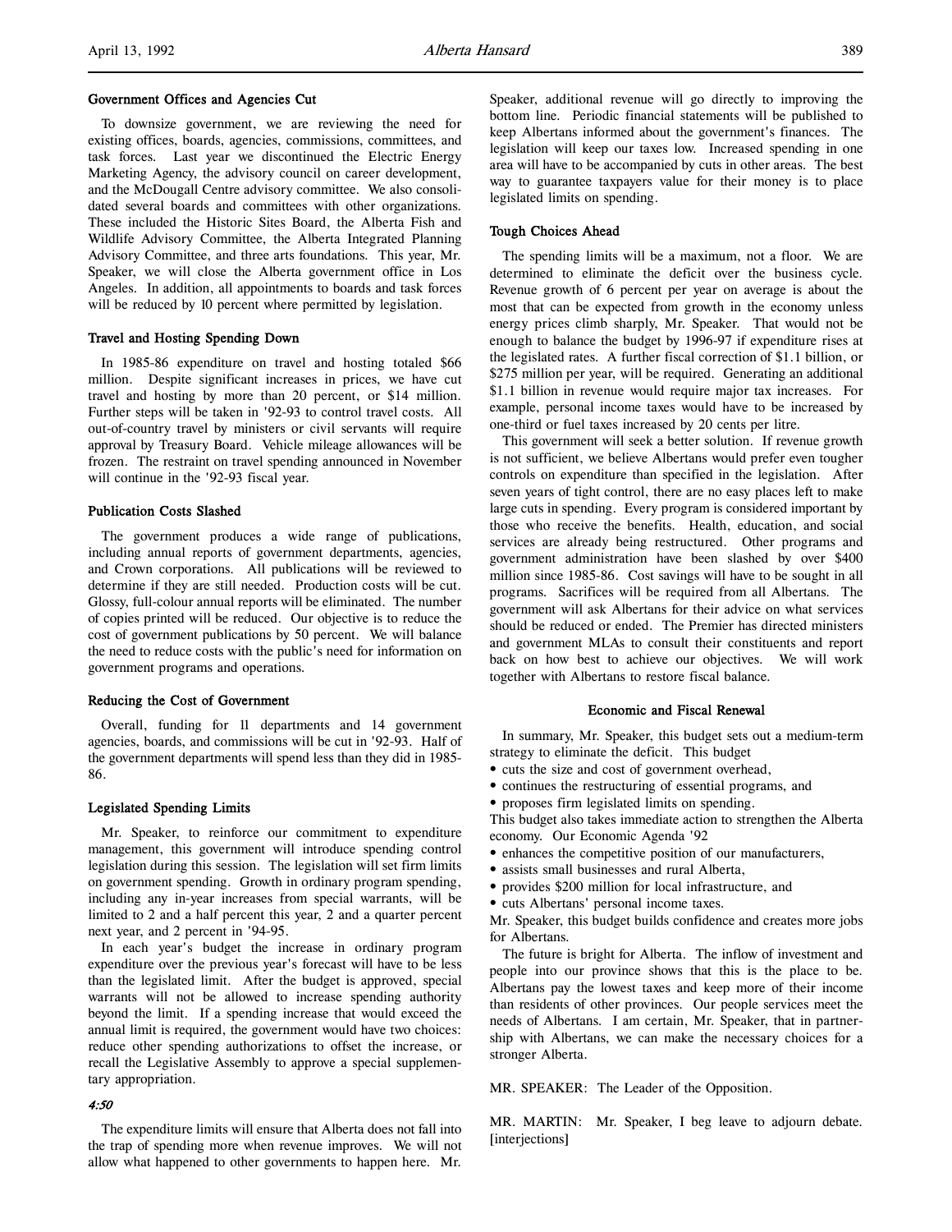### Government Offices and Agencies Cut

To downsize government, we are reviewing the need for existing offices, boards, agencies, commissions, committees, and task forces. Last year we discontinued the Electric Energy Marketing Agency, the advisory council on career development, and the McDougall Centre advisory committee. We also consolidated several boards and committees with other organizations. These included the Historic Sites Board, the Alberta Fish and Wildlife Advisory Committee, the Alberta Integrated Planning Advisory Committee, and three arts foundations. This year, Mr. Speaker, we will close the Alberta government office in Los Angeles. In addition, all appointments to boards and task forces will be reduced by 10 percent where permitted by legislation.

### Travel and Hosting Spending Down

In 1985-86 expenditure on travel and hosting totaled $66 million. Despite significant increases in prices, we have cut travel and hosting by more than 20 percent, or $14 million. Further steps will be taken in '92-93 to control travel costs. All out-of-country travel by ministers or civil servants will require approval by Treasury Board. Vehicle mileage allowances will be frozen. The restraint on travel spending announced in November will continue in the '92-93 fiscal year.

### Publication Costs Slashed

The government produces a wide range of publications, including annual reports of government departments, agencies, and Crown corporations. All publications will be reviewed to determine if they are still needed. Production costs will be cut. Glossy, full-colour annual reports will be eliminated. The number of copies printed will be reduced. Our objective is to reduce the cost of government publications by 50 percent. We will balance the need to reduce costs with the public's need for information on government programs and operations.

### Reducing the Cost of Government

Overall, funding for 11 departments and 14 government agencies, boards, and commissions will be cut in '92-93. Half of the government departments will spend less than they did in 1985-86.

### Legislated Spending Limits

Mr. Speaker, to reinforce our commitment to expenditure management, this government will introduce spending control legislation during this session. The legislation will set firm limits on government spending. Growth in ordinary program spending, including any in-year increases from special warrants, will be limited to 2 and a half percent this year, 2 and a quarter percent next year, and 2 percent in '94-95.

In each year's budget the increase in ordinary program expenditure over the previous year's forecast will have to be less than the legislated limit. After the budget is approved, special warrants will not be allowed to increase spending authority beyond the limit. If a spending increase that would exceed the annual limit is required, the government would have two choices: reduce other spending authorizations to offset the increase, or recall the Legislative Assembly to approve a special supplementary appropriation.

*4:50*

The expenditure limits will ensure that Alberta does not fall into the trap of spending more when revenue improves. We will not allow what happened to other governments to happen here. Mr. Speaker, additional revenue will go directly to improving the bottom line. Periodic financial statements will be published to keep Albertans informed about the government's finances. The legislation will keep our taxes low. Increased spending in one area will have to be accompanied by cuts in other areas. The best way to guarantee taxpayers value for their money is to place legislated limits on spending.

### Tough Choices Ahead

The spending limits will be a maximum, not a floor. We are determined to eliminate the deficit over the business cycle. Revenue growth of 6 percent per year on average is about the most that can be expected from growth in the economy unless energy prices climb sharply, Mr. Speaker. That would not be enough to balance the budget by 1996-97 if expenditure rises at the legislated rates. A further fiscal correction of $1.1 billion, or $275 million per year, will be required. Generating an additional $1.1 billion in revenue would require major tax increases. For example, personal income taxes would have to be increased by one-third or fuel taxes increased by 20 cents per litre.

This government will seek a better solution. If revenue growth is not sufficient, we believe Albertans would prefer even tougher controls on expenditure than specified in the legislation. After seven years of tight control, there are no easy places left to make large cuts in spending. Every program is considered important by those who receive the benefits. Health, education, and social services are already being restructured. Other programs and government administration have been slashed by over $400 million since 1985-86. Cost savings will have to be sought in all programs. Sacrifices will be required from all Albertans. The government will ask Albertans for their advice on what services should be reduced or ended. The Premier has directed ministers and government MLAs to consult their constituents and report back on how best to achieve our objectives. We will work together with Albertans to restore fiscal balance.

### Economic and Fiscal Renewal

In summary, Mr. Speaker, this budget sets out a medium-term strategy to eliminate the deficit. This budget

- cuts the size and cost of government overhead,
- continues the restructuring of essential programs, and
- proposes firm legislated limits on spending.

This budget also takes immediate action to strengthen the Alberta economy. Our Economic Agenda '92

- enhances the competitive position of our manufacturers,
- assists small businesses and rural Alberta,
- provides $200 million for local infrastructure, and
- cuts Albertans' personal income taxes.

Mr. Speaker, this budget builds confidence and creates more jobs for Albertans.

The future is bright for Alberta. The inflow of investment and people into our province shows that this is the place to be. Albertans pay the lowest taxes and keep more of their income than residents of other provinces. Our people services meet the needs of Albertans. I am certain, Mr. Speaker, that in partnership with Albertans, we can make the necessary choices for a stronger Alberta.

MR. SPEAKER: The Leader of the Opposition.

MR. MARTIN: Mr. Speaker, I beg leave to adjourn debate. [interjections]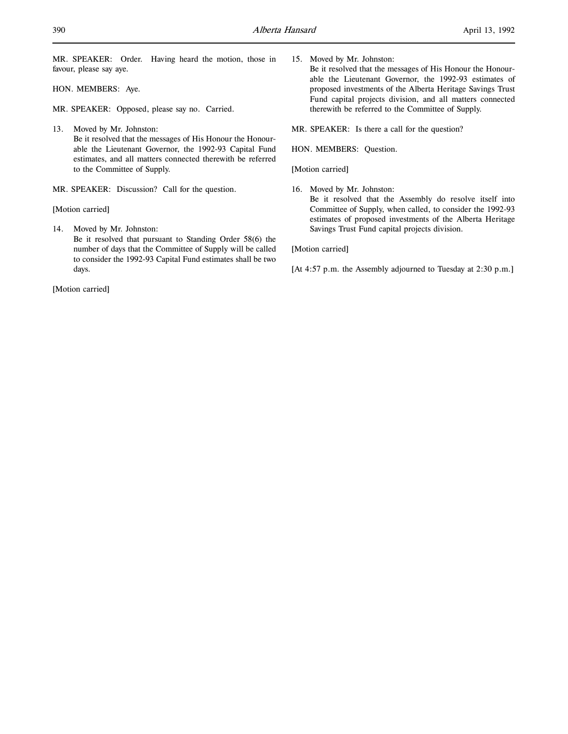MR. SPEAKER: Order. Having heard the motion, those in favour, please say aye.

HON. MEMBERS: Aye.

MR. SPEAKER: Opposed, please say no. Carried.

13. Moved by Mr. Johnston:
    Be it resolved that the messages of His Honour the Honourable the Lieutenant Governor, the 1992-93 Capital Fund estimates, and all matters connected therewith be referred to the Committee of Supply.

MR. SPEAKER: Discussion? Call for the question.

[Motion carried]

14. Moved by Mr. Johnston:
    Be it resolved that pursuant to Standing Order 58(6) the number of days that the Committee of Supply will be called to consider the 1992-93 Capital Fund estimates shall be two days.

[Motion carried]

15. Moved by Mr. Johnston:
    Be it resolved that the messages of His Honour the Honourable the Lieutenant Governor, the 1992-93 estimates of proposed investments of the Alberta Heritage Savings Trust Fund capital projects division, and all matters connected therewith be referred to the Committee of Supply.

MR. SPEAKER: Is there a call for the question?

HON. MEMBERS: Question.

[Motion carried]

16. Moved by Mr. Johnston:
    Be it resolved that the Assembly do resolve itself into Committee of Supply, when called, to consider the 1992-93 estimates of proposed investments of the Alberta Heritage Savings Trust Fund capital projects division.

[Motion carried]

[At 4:57 p.m. the Assembly adjourned to Tuesday at 2:30 p.m.]